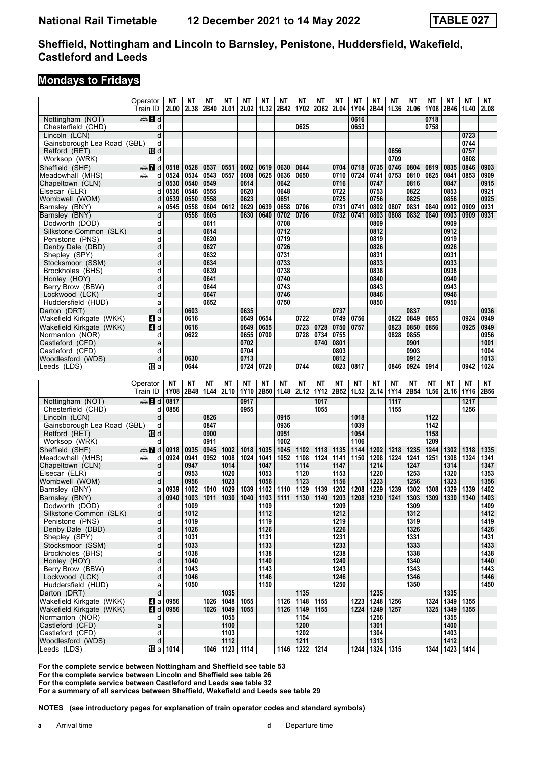# Sheffield, Nottingham and Lincoln to Barnsley, Penistone, Huddersfield, Wakefield, Castleford and Leeds

## Mondays to Fridays

| Operator | | NT | NT | NT | NT | NT | NT | NT | NT | NT | NT | NT | NT | NT | NT | NT | NT | NT | NT |
|---|---|---|---|---|---|---|---|---|---|---|---|---|---|---|---|---|---|---|---|
| **Train ID** | | **2L00** | **2L38** | **2B40** | **2L01** | **2L02** | **1L32** | **2B42** | **1Y02** | **2O62** | **2L04** | **1Y04** | **2B44** | **1L36** | **2L06** | **1Y06** | **2B46** | **1L40** | **2L08** |
| Nottingham (NOT) | 8 d | | | | | | | | | | | 0616 | | | | 0718 | | | |
| Chesterfield (CHD) | d | | | | | | | | 0625 | | | 0653 | | | | 0758 | | | |
| Lincoln (LCN) | d | | | | | | | | | | | | | | | | | 0723 | |
| Gainsborough Lea Road (GBL) | d | | | | | | | | | | | | | | | | | 0744 | |
| Retford (RET) | 10 d | | | | | | | | | | | | | 0656 | | | | 0757 | |
| Worksop (WRK) | d | | | | | | | | | | | | | 0709 | | | | 0808 | |
| Sheffield (SHF) | 7 d | 0518 | 0528 | 0537 | 0551 | 0602 | 0619 | 0630 | 0644 | | 0704 | 0718 | 0735 | 0746 | 0804 | 0819 | 0835 | 0846 | 0903 |
| Meadowhall (MHS) | d | 0524 | 0534 | 0543 | 0557 | 0608 | 0625 | 0636 | 0650 | | 0710 | 0724 | 0741 | 0753 | 0810 | 0825 | 0841 | 0853 | 0909 |
| Chapeltown (CLN) | d | 0530 | 0540 | 0549 | | 0614 | | 0642 | | | 0716 | | 0747 | | 0816 | | 0847 | | 0915 |
| Elsecar (ELR) | d | 0536 | 0546 | 0555 | | 0620 | | 0648 | | | 0722 | | 0753 | | 0822 | | 0853 | | 0921 |
| Wombwell (WOM) | d | 0539 | 0550 | 0558 | | 0623 | | 0651 | | | 0725 | | 0756 | | 0825 | | 0856 | | 0925 |
| Barnsley (BNY) | a | 0545 | 0558 | 0604 | 0612 | 0629 | 0639 | 0658 | 0706 | | 0731 | 0741 | 0802 | 0807 | 0831 | 0840 | 0902 | 0909 | 0931 |
| Barnsley (BNY) | d | | 0558 | 0605 | | 0630 | 0640 | 0702 | 0706 | | 0732 | 0741 | 0803 | 0808 | 0832 | 0840 | 0903 | 0909 | 0931 |
| Dodworth (DOD) | d | | | 0611 | | | | 0708 | | | | | 0809 | | | | 0909 | | |
| Silkstone Common (SLK) | d | | | 0614 | | | | 0712 | | | | | 0812 | | | | 0912 | | |
| Penistone (PNS) | d | | | 0620 | | | | 0719 | | | | | 0819 | | | | 0919 | | |
| Denby Dale (DBD) | d | | | 0627 | | | | 0726 | | | | | 0826 | | | | 0926 | | |
| Shepley (SPY) | d | | | 0632 | | | | 0731 | | | | | 0831 | | | | 0931 | | |
| Stocksmoor (SSM) | d | | | 0634 | | | | 0733 | | | | | 0833 | | | | 0933 | | |
| Brockholes (BHS) | d | | | 0639 | | | | 0738 | | | | | 0838 | | | | 0938 | | |
| Honley (HOY) | d | | | 0641 | | | | 0740 | | | | | 0840 | | | | 0940 | | |
| Berry Brow (BBW) | d | | | 0644 | | | | 0743 | | | | | 0843 | | | | 0943 | | |
| Lockwood (LCK) | d | | | 0647 | | | | 0746 | | | | | 0846 | | | | 0946 | | |
| Huddersfield (HUD) | a | | | 0652 | | | | 0750 | | | | | 0850 | | | | 0950 | | |
| Darton (DRT) | d | | 0603 | | | 0635 | | | | | 0737 | | | | 0837 | | | | 0936 |
| Wakefield Kirkgate (WKK) | 4 a | | 0616 | | | 0649 | 0654 | | 0722 | | 0749 | 0756 | | 0822 | 0849 | 0855 | | 0924 | 0949 |
| Wakefield Kirkgate (WKK) | 4 d | | 0616 | | | 0649 | 0655 | | 0723 | 0728 | 0750 | 0757 | | 0823 | 0850 | 0856 | | 0925 | 0949 |
| Normanton (NOR) | d | | 0622 | | | 0655 | 0700 | | 0728 | 0734 | 0755 | | | 0828 | 0855 | | | | 0956 |
| Castleford (CFD) | a | | | | | 0702 | | | | 0740 | 0801 | | | | 0901 | | | | 1001 |
| Castleford (CFD) | d | | | | | 0704 | | | | | 0803 | | | | 0903 | | | | 1004 |
| Woodlesford (WDS) | d | | 0630 | | | 0713 | | | | | 0812 | | | | 0912 | | | | 1013 |
| Leeds (LDS) | 10 a | | 0644 | | | 0724 | 0720 | | 0744 | | 0823 | 0817 | | 0846 | 0924 | 0914 | | 0942 | 1024 |

| Operator | | NT | NT | NT | NT | NT | NT | NT | NT | NT | NT | NT | NT | NT | NT | NT | NT | NT | NT |
|---|---|---|---|---|---|---|---|---|---|---|---|---|---|---|---|---|---|---|---|
| **Train ID** | | **1Y08** | **2B48** | **1L44** | **2L10** | **1Y10** | **2B50** | **1L48** | **2L12** | **1Y12** | **2B52** | **1L52** | **2L14** | **1Y14** | **2B54** | **1L56** | **2L16** | **1Y16** | **2B56** |
| Nottingham (NOT) | 8 d | 0817 | | | | 0917 | | | | 1017 | | | | 1117 | | | | 1217 | |
| Chesterfield (CHD) | d | 0856 | | | | 0955 | | | | 1055 | | | | 1155 | | | | 1256 | |
| Lincoln (LCN) | d | | | 0826 | | | | 0915 | | | | 1018 | | | | 1122 | | | |
| Gainsborough Lea Road (GBL) | d | | | 0847 | | | | 0936 | | | | 1039 | | | | 1142 | | | |
| Retford (RET) | 10 d | | | 0900 | | | | 0951 | | | | 1054 | | | | 1158 | | | |
| Worksop (WRK) | d | | | 0911 | | | | 1002 | | | | 1106 | | | | 1209 | | | |
| Sheffield (SHF) | 7 d | 0918 | 0935 | 0945 | 1002 | 1018 | 1035 | 1045 | 1102 | 1118 | 1135 | 1144 | 1202 | 1218 | 1235 | 1244 | 1302 | 1318 | 1335 |
| Meadowhall (MHS) | d | 0924 | 0941 | 0952 | 1008 | 1024 | 1041 | 1052 | 1108 | 1124 | 1141 | 1150 | 1208 | 1224 | 1241 | 1251 | 1308 | 1324 | 1341 |
| Chapeltown (CLN) | d | | 0947 | | 1014 | | 1047 | | 1114 | | 1147 | | 1214 | | 1247 | | 1314 | | 1347 |
| Elsecar (ELR) | d | | 0953 | | 1020 | | 1053 | | 1120 | | 1153 | | 1220 | | 1253 | | 1320 | | 1353 |
| Wombwell (WOM) | d | | 0956 | | 1023 | | 1056 | | 1123 | | 1156 | | 1223 | | 1256 | | 1323 | | 1356 |
| Barnsley (BNY) | a | 0939 | 1002 | 1010 | 1029 | 1039 | 1102 | 1110 | 1129 | 1139 | 1202 | 1208 | 1229 | 1239 | 1302 | 1308 | 1329 | 1339 | 1402 |
| Barnsley (BNY) | d | 0940 | 1003 | 1011 | 1030 | 1040 | 1103 | 1111 | 1130 | 1140 | 1203 | 1208 | 1230 | 1241 | 1303 | 1309 | 1330 | 1340 | 1403 |
| Dodworth (DOD) | d | | 1009 | | | | 1109 | | | | 1209 | | | | 1309 | | | | 1409 |
| Silkstone Common (SLK) | d | | 1012 | | | | 1112 | | | | 1212 | | | | 1312 | | | | 1412 |
| Penistone (PNS) | d | | 1019 | | | | 1119 | | | | 1219 | | | | 1319 | | | | 1419 |
| Denby Dale (DBD) | d | | 1026 | | | | 1126 | | | | 1226 | | | | 1326 | | | | 1426 |
| Shepley (SPY) | d | | 1031 | | | | 1131 | | | | 1231 | | | | 1331 | | | | 1431 |
| Stocksmoor (SSM) | d | | 1033 | | | | 1133 | | | | 1233 | | | | 1333 | | | | 1433 |
| Brockholes (BHS) | d | | 1038 | | | | 1138 | | | | 1238 | | | | 1338 | | | | 1438 |
| Honley (HOY) | d | | 1040 | | | | 1140 | | | | 1240 | | | | 1340 | | | | 1440 |
| Berry Brow (BBW) | d | | 1043 | | | | 1143 | | | | 1243 | | | | 1343 | | | | 1443 |
| Lockwood (LCK) | d | | 1046 | | | | 1146 | | | | 1246 | | | | 1346 | | | | 1446 |
| Huddersfield (HUD) | a | | 1050 | | | | 1150 | | | | 1250 | | | | 1350 | | | | 1450 |
| Darton (DRT) | d | | | | 1035 | | | | 1135 | | | | 1235 | | | | 1335 | | |
| Wakefield Kirkgate (WKK) | 4 a | 0956 | | 1026 | 1048 | 1055 | | 1126 | 1148 | 1155 | | 1223 | 1248 | 1256 | | 1324 | 1349 | 1355 | |
| Wakefield Kirkgate (WKK) | 4 d | 0956 | | 1026 | 1049 | 1055 | | 1126 | 1149 | 1155 | | 1224 | 1249 | 1257 | | 1325 | 1349 | 1355 | |
| Normanton (NOR) | d | | | | 1055 | | | | 1154 | | | | 1256 | | | | 1355 | | |
| Castleford (CFD) | a | | | | 1100 | | | | 1200 | | | | 1301 | | | | 1400 | | |
| Castleford (CFD) | d | | | | 1103 | | | | 1202 | | | | 1304 | | | | 1403 | | |
| Woodlesford (WDS) | d | | | | 1112 | | | | 1211 | | | | 1313 | | | | 1412 | | |
| Leeds (LDS) | 10 a | 1014 | | 1046 | 1123 | 1114 | | 1146 | 1222 | 1214 | | 1244 | 1324 | 1315 | | 1344 | 1423 | 1414 | |

**For the complete service between Nottingham and Sheffield see table 53**
**For the complete service between Lincoln and Sheffield see table 26**
**For the complete service between Castleford and Leeds see table 32**
**For a summary of all services between Sheffield, Wakefield and Leeds see table 29**

**NOTES (see introductory pages for explanation of train operator codes and standard symbols)**

**a** Arrival time

**d** Departure time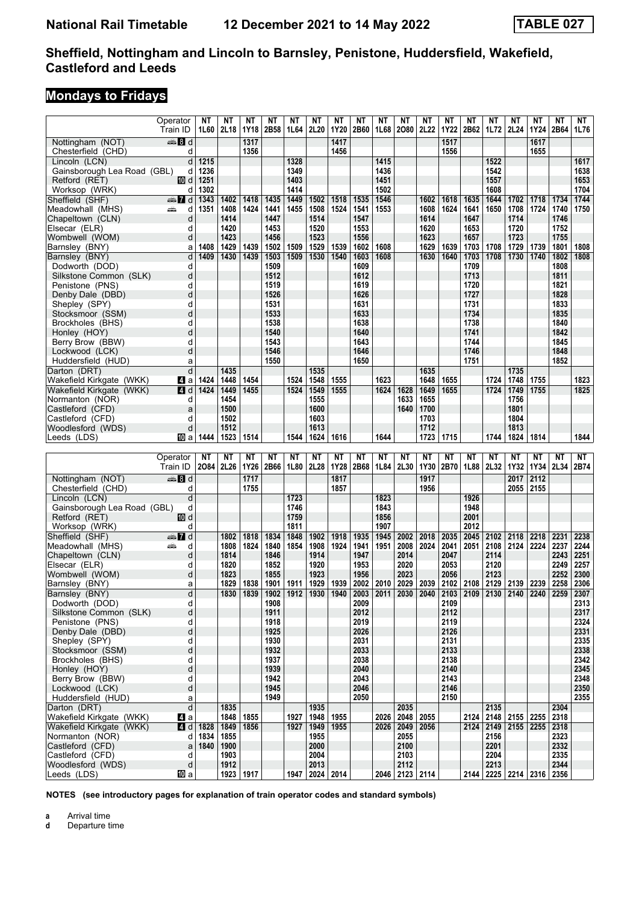# National Rail Timetable 12 December 2021 to 14 May 2022 TABLE 027

## Sheffield, Nottingham and Lincoln to Barnsley, Penistone, Huddersfield, Wakefield, Castleford and Leeds

### Mondays to Fridays

| Operator | | NT | NT | NT | NT | NT | NT | NT | NT | NT | NT | NT | NT | NT | NT | NT | NT | NT | NT |
|---|---|---|---|---|---|---|---|---|---|---|---|---|---|---|---|---|---|---|---|
| Train ID | | 1L60 | 2L18 | 1Y18 | 2B58 | 1L64 | 2L20 | 1Y20 | 2B60 | 1L68 | 2O80 | 2L22 | 1Y22 | 2B62 | 1L72 | 2L24 | 1Y24 | 2B64 | 1L76 |
| Nottingham (NOT) | d | | | 1317 | | | | 1417 | | | | | 1517 | | | | 1617 | | |
| Chesterfield (CHD) | d | | | 1356 | | | | 1456 | | | | | 1556 | | | | 1655 | | |
| Lincoln (LCN) | d | 1215 | | | | 1328 | | | | 1415 | | | | | 1522 | | | | 1617 |
| Gainsborough Lea Road (GBL) | d | 1236 | | | | 1349 | | | | 1436 | | | | | 1542 | | | | 1638 |
| Retford (RET) | d | 1251 | | | | 1403 | | | | 1451 | | | | | 1557 | | | | 1653 |
| Worksop (WRK) | d | 1302 | | | | 1414 | | | | 1502 | | | | | 1608 | | | | 1704 |
| Sheffield (SHF) | d | 1343 | 1402 | 1418 | 1435 | 1449 | 1502 | 1518 | 1535 | 1546 | | 1602 | 1618 | 1635 | 1644 | 1702 | 1718 | 1734 | 1744 |
| Meadowhall (MHS) | d | 1351 | 1408 | 1424 | 1441 | 1455 | 1508 | 1524 | 1541 | 1553 | | 1608 | 1624 | 1641 | 1650 | 1708 | 1724 | 1740 | 1750 |
| Chapeltown (CLN) | d | | 1414 | | 1447 | | 1514 | | 1547 | | | 1614 | | 1647 | | 1714 | | 1746 | |
| Elsecar (ELR) | d | | 1420 | | 1453 | | 1520 | | 1553 | | | 1620 | | 1653 | | 1720 | | 1752 | |
| Wombwell (WOM) | d | | 1423 | | 1456 | | 1523 | | 1556 | | | 1623 | | 1657 | | 1723 | | 1755 | |
| Barnsley (BNY) | a | 1408 | 1429 | 1439 | 1502 | 1509 | 1529 | 1539 | 1602 | 1608 | | 1629 | 1639 | 1703 | 1708 | 1729 | 1739 | 1801 | 1808 |
| Barnsley (BNY) | d | 1409 | 1430 | 1439 | 1503 | 1509 | 1530 | 1540 | 1603 | 1608 | | 1630 | 1640 | 1703 | 1708 | 1730 | 1740 | 1802 | 1808 |
| Dodworth (DOD) | d | | | | 1509 | | | | 1609 | | | | | 1709 | | | | 1808 | |
| Silkstone Common (SLK) | d | | | | 1512 | | | | 1612 | | | | | 1713 | | | | 1811 | |
| Penistone (PNS) | d | | | | 1519 | | | | 1619 | | | | | 1720 | | | | 1821 | |
| Denby Dale (DBD) | d | | | | 1526 | | | | 1626 | | | | | 1727 | | | | 1828 | |
| Shepley (SPY) | d | | | | 1531 | | | | 1631 | | | | | 1731 | | | | 1833 | |
| Stocksmoor (SSM) | d | | | | 1533 | | | | 1633 | | | | | 1734 | | | | 1835 | |
| Brockholes (BHS) | d | | | | 1538 | | | | 1638 | | | | | 1738 | | | | 1840 | |
| Honley (HOY) | d | | | | 1540 | | | | 1640 | | | | | 1741 | | | | 1842 | |
| Berry Brow (BBW) | d | | | | 1543 | | | | 1643 | | | | | 1744 | | | | 1845 | |
| Lockwood (LCK) | d | | | | 1546 | | | | 1646 | | | | | 1746 | | | | 1848 | |
| Huddersfield (HUD) | a | | | | 1550 | | | | 1650 | | | | | 1751 | | | | 1852 | |
| Darton (DRT) | d | | 1435 | | | | 1535 | | | | | 1635 | | | | 1735 | | | |
| Wakefield Kirkgate (WKK) | a | 1424 | 1448 | 1454 | | 1524 | 1548 | 1555 | | 1623 | | 1648 | 1655 | | 1724 | 1748 | 1755 | | 1823 |
| Wakefield Kirkgate (WKK) | d | 1424 | 1449 | 1455 | | 1524 | 1549 | 1555 | | 1624 | 1628 | 1649 | 1655 | | 1724 | 1749 | 1755 | | 1825 |
| Normanton (NOR) | d | | 1454 | | | | 1555 | | | | 1633 | 1655 | | | | 1756 | | | |
| Castleford (CFD) | a | | 1500 | | | | 1600 | | | | 1640 | 1700 | | | | 1801 | | | |
| Castleford (CFD) | d | | 1502 | | | | 1603 | | | | | 1703 | | | | 1804 | | | |
| Woodlesford (WDS) | d | | 1512 | | | | 1613 | | | | | 1712 | | | | 1813 | | | |
| Leeds (LDS) | a | 1444 | 1523 | 1514 | | 1544 | 1624 | 1616 | | 1644 | | 1723 | 1715 | | 1744 | 1824 | 1814 | | 1844 |

| Operator | | NT | NT | NT | NT | NT | NT | NT | NT | NT | NT | NT | NT | NT | NT | NT | NT | NT | NT |
|---|---|---|---|---|---|---|---|---|---|---|---|---|---|---|---|---|---|---|---|
| Train ID | | 2O84 | 2L26 | 1Y26 | 2B66 | 1L80 | 2L28 | 1Y28 | 2B68 | 1L84 | 2L30 | 1Y30 | 2B70 | 1L88 | 2L32 | 1Y32 | 1Y34 | 2L34 | 2B74 |
| Nottingham (NOT) | d | | | 1717 | | | | 1817 | | | | 1917 | | | | 2017 | 2112 | | |
| Chesterfield (CHD) | d | | | 1755 | | | | 1857 | | | | 1956 | | | | 2055 | 2155 | | |
| Lincoln (LCN) | d | | | | | 1723 | | | | 1823 | | | | 1926 | | | | | |
| Gainsborough Lea Road (GBL) | d | | | | | 1746 | | | | 1843 | | | | 1948 | | | | | |
| Retford (RET) | d | | | | | 1759 | | | | 1856 | | | | 2001 | | | | | |
| Worksop (WRK) | d | | | | | 1811 | | | | 1907 | | | | 2012 | | | | | |
| Sheffield (SHF) | d | | 1802 | 1818 | 1834 | 1848 | 1902 | 1918 | 1935 | 1945 | 2002 | 2018 | 2035 | 2045 | 2102 | 2118 | 2218 | 2231 | 2238 |
| Meadowhall (MHS) | d | | 1808 | 1824 | 1840 | 1854 | 1908 | 1924 | 1941 | 1951 | 2008 | 2024 | 2041 | 2051 | 2108 | 2124 | 2224 | 2237 | 2244 |
| Chapeltown (CLN) | d | | 1814 | | 1846 | | 1914 | | 1947 | | 2014 | | 2047 | | 2114 | | | 2243 | 2251 |
| Elsecar (ELR) | d | | 1820 | | 1852 | | 1920 | | 1953 | | 2020 | | 2053 | | 2120 | | | 2249 | 2257 |
| Wombwell (WOM) | d | | 1823 | | 1855 | | 1923 | | 1956 | | 2023 | | 2056 | | 2123 | | | 2252 | 2300 |
| Barnsley (BNY) | a | | 1829 | 1838 | 1901 | 1911 | 1929 | 1939 | 2002 | 2010 | 2029 | 2039 | 2102 | 2108 | 2129 | 2139 | 2239 | 2258 | 2306 |
| Barnsley (BNY) | d | | 1830 | 1839 | 1902 | 1912 | 1930 | 1940 | 2003 | 2011 | 2030 | 2040 | 2103 | 2109 | 2130 | 2140 | 2240 | 2259 | 2307 |
| Dodworth (DOD) | d | | | | 1908 | | | | 2009 | | | | 2109 | | | | | | 2313 |
| Silkstone Common (SLK) | d | | | | 1911 | | | | 2012 | | | | 2112 | | | | | | 2317 |
| Penistone (PNS) | d | | | | 1918 | | | | 2019 | | | | 2119 | | | | | | 2324 |
| Denby Dale (DBD) | d | | | | 1925 | | | | 2026 | | | | 2126 | | | | | | 2331 |
| Shepley (SPY) | d | | | | 1930 | | | | 2031 | | | | 2131 | | | | | | 2335 |
| Stocksmoor (SSM) | d | | | | 1932 | | | | 2033 | | | | 2133 | | | | | | 2338 |
| Brockholes (BHS) | d | | | | 1937 | | | | 2038 | | | | 2138 | | | | | | 2342 |
| Honley (HOY) | d | | | | 1939 | | | | 2040 | | | | 2140 | | | | | | 2345 |
| Berry Brow (BBW) | d | | | | 1942 | | | | 2043 | | | | 2143 | | | | | | 2348 |
| Lockwood (LCK) | d | | | | 1945 | | | | 2046 | | | | 2146 | | | | | | 2350 |
| Huddersfield (HUD) | a | | | | 1949 | | | | 2050 | | | | 2150 | | | | | | 2355 |
| Darton (DRT) | d | | 1835 | | | | 1935 | | | | 2035 | | | | 2135 | | | 2304 | |
| Wakefield Kirkgate (WKK) | a | | 1848 | 1855 | | 1927 | 1948 | 1955 | | 2026 | 2048 | 2055 | | 2124 | 2148 | 2155 | 2255 | 2318 | |
| Wakefield Kirkgate (WKK) | d | 1828 | 1849 | 1856 | | 1927 | 1949 | 1955 | | 2026 | 2049 | 2056 | | 2124 | 2149 | 2155 | 2255 | 2318 | |
| Normanton (NOR) | d | 1834 | 1855 | | | | 1955 | | | | 2055 | | | | 2156 | | | 2323 | |
| Castleford (CFD) | a | 1840 | 1900 | | | | 2000 | | | | 2100 | | | | 2201 | | | 2332 | |
| Castleford (CFD) | d | | 1903 | | | | 2004 | | | | 2103 | | | | 2204 | | | 2335 | |
| Woodlesford (WDS) | d | | 1912 | | | | 2013 | | | | 2112 | | | | 2213 | | | 2344 | |
| Leeds (LDS) | a | | 1923 | 1917 | | 1947 | 2024 | 2014 | | 2046 | 2123 | 2114 | | 2144 | 2225 | 2214 | 2316 | 2356 | |

**NOTES (see introductory pages for explanation of train operator codes and standard symbols)**

**a** Arrival time
**d** Departure time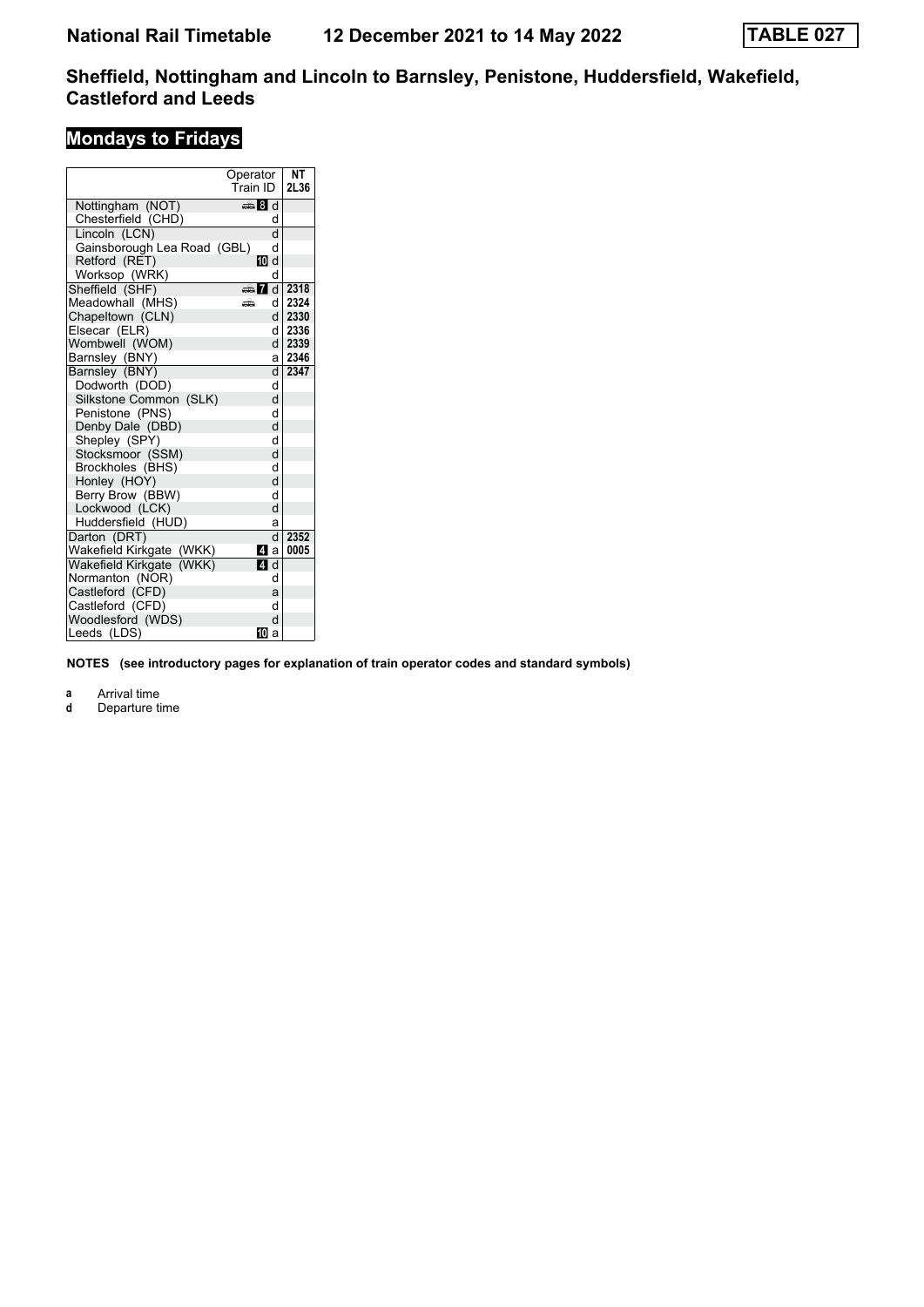# Sheffield, Nottingham and Lincoln to Barnsley, Penistone, Huddersfield, Wakefield, Castleford and Leeds

National Rail Timetable 12 December 2021 to 14 May 2022 — TABLE 027

## Mondays to Fridays

| Operator / Train ID | | NT 2L36 |
|---|---|---|
| Nottingham (NOT) | 🚌 8 d | |
| Chesterfield (CHD) | d | |
| Lincoln (LCN) | d | |
| Gainsborough Lea Road (GBL) | d | |
| Retford (RET) | 10 d | |
| Worksop (WRK) | d | |
| Sheffield (SHF) | 🚌 7 d | 2318 |
| Meadowhall (MHS) | 🚌 d | 2324 |
| Chapeltown (CLN) | d | 2330 |
| Elsecar (ELR) | d | 2336 |
| Wombwell (WOM) | d | 2339 |
| Barnsley (BNY) | a | 2346 |
| Barnsley (BNY) | d | 2347 |
| Dodworth (DOD) | d | |
| Silkstone Common (SLK) | d | |
| Penistone (PNS) | d | |
| Denby Dale (DBD) | d | |
| Shepley (SPY) | d | |
| Stocksmoor (SSM) | d | |
| Brockholes (BHS) | d | |
| Honley (HOY) | d | |
| Berry Brow (BBW) | d | |
| Lockwood (LCK) | d | |
| Huddersfield (HUD) | a | |
| Darton (DRT) | d | 2352 |
| Wakefield Kirkgate (WKK) | 4 a | 0005 |
| Wakefield Kirkgate (WKK) | 4 d | |
| Normanton (NOR) | d | |
| Castleford (CFD) | a | |
| Castleford (CFD) | d | |
| Woodlesford (WDS) | d | |
| Leeds (LDS) | 10 a | |

**NOTES (see introductory pages for explanation of train operator codes and standard symbols)**

**a** Arrival time
**d** Departure time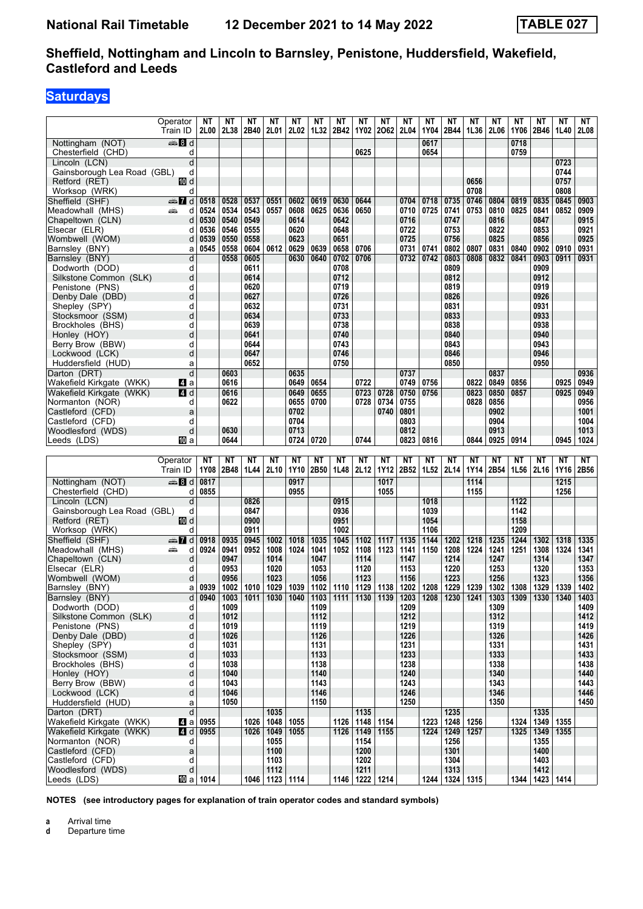# National Rail Timetable — 12 December 2021 to 14 May 2022 — TABLE 027

## Sheffield, Nottingham and Lincoln to Barnsley, Penistone, Huddersfield, Wakefield, Castleford and Leeds

### Saturdays

| Operator | | NT | NT | NT | NT | NT | NT | NT | NT | NT | NT | NT | NT | NT | NT | NT | NT | NT | NT |
|---|---|---|---|---|---|---|---|---|---|---|---|---|---|---|---|---|---|---|---|
| Train ID | | 2L00 | 2L38 | 2B40 | 2L01 | 2L02 | 1L32 | 2B42 | 1Y02 | 2O62 | 2L04 | 1Y04 | 2B44 | 1L36 | 2L06 | 1Y06 | 2B46 | 1L40 | 2L08 |
| Nottingham (NOT) | 8 d | | | | | | | | | | | 0617 | | | | 0718 | | | |
| Chesterfield (CHD) | d | | | | | | | | 0625 | | | 0654 | | | | 0759 | | | |
| Lincoln (LCN) | d | | | | | | | | | | | | | | | | | 0723 | |
| Gainsborough Lea Road (GBL) | d | | | | | | | | | | | | | | | | | 0744 | |
| Retford (RET) | 10 d | | | | | | | | | | | | | 0656 | | | | 0757 | |
| Worksop (WRK) | d | | | | | | | | | | | | | 0708 | | | | 0808 | |
| Sheffield (SHF) | 7 d | 0518 | 0528 | 0537 | 0551 | 0602 | 0619 | 0630 | 0644 | | 0704 | 0718 | 0735 | 0746 | 0804 | 0819 | 0835 | 0845 | 0903 |
| Meadowhall (MHS) | d | 0524 | 0534 | 0543 | 0557 | 0608 | 0625 | 0636 | 0650 | | 0710 | 0725 | 0741 | 0753 | 0810 | 0825 | 0841 | 0852 | 0909 |
| Chapeltown (CLN) | d | 0530 | 0540 | 0549 | | 0614 | | 0642 | | | 0716 | | 0747 | | 0816 | | 0847 | | 0915 |
| Elsecar (ELR) | d | 0536 | 0546 | 0555 | | 0620 | | 0648 | | | 0722 | | 0753 | | 0822 | | 0853 | | 0921 |
| Wombwell (WOM) | d | 0539 | 0550 | 0558 | | 0623 | | 0651 | | | 0725 | | 0756 | | 0825 | | 0856 | | 0925 |
| Barnsley (BNY) | a | 0545 | 0558 | 0604 | 0612 | 0629 | 0639 | 0658 | 0706 | | 0731 | 0741 | 0802 | 0807 | 0831 | 0840 | 0902 | 0910 | 0931 |
| Barnsley (BNY) | d | | 0558 | 0605 | | 0630 | 0640 | 0702 | 0706 | | 0732 | 0742 | 0803 | 0808 | 0832 | 0841 | 0903 | 0911 | 0931 |
| Dodworth (DOD) | d | | | 0611 | | | | 0708 | | | | | 0809 | | | | 0909 | | |
| Silkstone Common (SLK) | d | | | 0614 | | | | 0712 | | | | | 0812 | | | | 0912 | | |
| Penistone (PNS) | d | | | 0620 | | | | 0719 | | | | | 0819 | | | | 0919 | | |
| Denby Dale (DBD) | d | | | 0627 | | | | 0726 | | | | | 0826 | | | | 0926 | | |
| Shepley (SPY) | d | | | 0632 | | | | 0731 | | | | | 0831 | | | | 0931 | | |
| Stocksmoor (SSM) | d | | | 0634 | | | | 0733 | | | | | 0833 | | | | 0933 | | |
| Brockholes (BHS) | d | | | 0639 | | | | 0738 | | | | | 0838 | | | | 0938 | | |
| Honley (HOY) | d | | | 0641 | | | | 0740 | | | | | 0840 | | | | 0940 | | |
| Berry Brow (BBW) | d | | | 0644 | | | | 0743 | | | | | 0843 | | | | 0943 | | |
| Lockwood (LCK) | d | | | 0647 | | | | 0746 | | | | | 0846 | | | | 0946 | | |
| Huddersfield (HUD) | a | | | 0652 | | | | 0750 | | | | | 0850 | | | | 0950 | | |
| Darton (DRT) | d | | 0603 | | | 0635 | | | | | 0737 | | | | 0837 | | | | 0936 |
| Wakefield Kirkgate (WKK) | 4 a | | 0616 | | | 0649 | 0654 | | 0722 | | 0749 | 0756 | | 0822 | 0849 | 0856 | | 0925 | 0949 |
| Wakefield Kirkgate (WKK) | 4 d | | 0616 | | | 0649 | 0655 | | 0723 | 0728 | 0750 | 0756 | | 0823 | 0850 | 0857 | | 0925 | 0949 |
| Normanton (NOR) | d | | 0622 | | | 0655 | 0700 | | 0728 | 0734 | 0755 | | | 0828 | 0856 | | | | 0956 |
| Castleford (CFD) | a | | | | | 0702 | | | | 0740 | 0801 | | | | 0902 | | | | 1001 |
| Castleford (CFD) | d | | | | | 0704 | | | | | 0803 | | | | 0904 | | | | 1004 |
| Woodlesford (WDS) | d | | 0630 | | | 0713 | | | | | 0812 | | | | 0913 | | | | 1013 |
| Leeds (LDS) | 10 a | | 0644 | | | 0724 | 0720 | | 0744 | | 0823 | 0816 | | 0844 | 0925 | 0914 | | 0945 | 1024 |

| Operator | | NT | NT | NT | NT | NT | NT | NT | NT | NT | NT | NT | NT | NT | NT | NT | NT | NT | NT |
|---|---|---|---|---|---|---|---|---|---|---|---|---|---|---|---|---|---|---|---|
| Train ID | | 1Y08 | 2B48 | 1L44 | 2L10 | 1Y10 | 2B50 | 1L48 | 2L12 | 1Y12 | 2B52 | 1L52 | 2L14 | 1Y14 | 2B54 | 1L56 | 2L16 | 1Y16 | 2B56 |
| Nottingham (NOT) | 8 d | 0817 | | | | 0917 | | | | 1017 | | | | 1114 | | | | 1215 | |
| Chesterfield (CHD) | d | 0855 | | | | 0955 | | | | 1055 | | | | 1155 | | | | 1256 | |
| Lincoln (LCN) | d | | | 0826 | | | | 0915 | | | | 1018 | | | | 1122 | | | |
| Gainsborough Lea Road (GBL) | d | | | 0847 | | | | 0936 | | | | 1039 | | | | 1142 | | | |
| Retford (RET) | 10 d | | | 0900 | | | | 0951 | | | | 1054 | | | | 1158 | | | |
| Worksop (WRK) | d | | | 0911 | | | | 1002 | | | | 1106 | | | | 1209 | | | |
| Sheffield (SHF) | 7 d | 0918 | 0935 | 0945 | 1002 | 1018 | 1035 | 1045 | 1102 | 1117 | 1135 | 1144 | 1202 | 1218 | 1235 | 1244 | 1302 | 1318 | 1335 |
| Meadowhall (MHS) | d | 0924 | 0941 | 0952 | 1008 | 1024 | 1041 | 1052 | 1108 | 1123 | 1141 | 1150 | 1208 | 1224 | 1241 | 1251 | 1308 | 1324 | 1341 |
| Chapeltown (CLN) | d | | 0947 | | 1014 | | 1047 | | 1114 | | 1147 | | 1214 | | 1247 | | 1314 | | 1347 |
| Elsecar (ELR) | d | | 0953 | | 1020 | | 1053 | | 1120 | | 1153 | | 1220 | | 1253 | | 1320 | | 1353 |
| Wombwell (WOM) | d | | 0956 | | 1023 | | 1056 | | 1123 | | 1156 | | 1223 | | 1256 | | 1323 | | 1356 |
| Barnsley (BNY) | a | 0939 | 1002 | 1010 | 1029 | 1039 | 1102 | 1110 | 1129 | 1138 | 1202 | 1208 | 1229 | 1239 | 1302 | 1308 | 1329 | 1339 | 1402 |
| Barnsley (BNY) | d | 0940 | 1003 | 1011 | 1030 | 1040 | 1103 | 1111 | 1130 | 1139 | 1203 | 1208 | 1230 | 1241 | 1303 | 1309 | 1330 | 1340 | 1403 |
| Dodworth (DOD) | d | | 1009 | | | | 1109 | | | | 1209 | | | | 1309 | | | | 1409 |
| Silkstone Common (SLK) | d | | 1012 | | | | 1112 | | | | 1212 | | | | 1312 | | | | 1412 |
| Penistone (PNS) | d | | 1019 | | | | 1119 | | | | 1219 | | | | 1319 | | | | 1419 |
| Denby Dale (DBD) | d | | 1026 | | | | 1126 | | | | 1226 | | | | 1326 | | | | 1426 |
| Shepley (SPY) | d | | 1031 | | | | 1131 | | | | 1231 | | | | 1331 | | | | 1431 |
| Stocksmoor (SSM) | d | | 1033 | | | | 1133 | | | | 1233 | | | | 1333 | | | | 1433 |
| Brockholes (BHS) | d | | 1038 | | | | 1138 | | | | 1238 | | | | 1338 | | | | 1438 |
| Honley (HOY) | d | | 1040 | | | | 1140 | | | | 1240 | | | | 1340 | | | | 1440 |
| Berry Brow (BBW) | d | | 1043 | | | | 1143 | | | | 1243 | | | | 1343 | | | | 1443 |
| Lockwood (LCK) | d | | 1046 | | | | 1146 | | | | 1246 | | | | 1346 | | | | 1446 |
| Huddersfield (HUD) | a | | 1050 | | | | 1150 | | | | 1250 | | | | 1350 | | | | 1450 |
| Darton (DRT) | d | | | | 1035 | | | | 1135 | | | | 1235 | | | | 1335 | | |
| Wakefield Kirkgate (WKK) | 4 a | 0955 | | 1026 | 1048 | 1055 | | 1126 | 1148 | 1154 | | 1223 | 1248 | 1256 | | 1324 | 1349 | 1355 | |
| Wakefield Kirkgate (WKK) | 4 d | 0955 | | 1026 | 1049 | 1055 | | 1126 | 1149 | 1155 | | 1224 | 1249 | 1257 | | 1325 | 1349 | 1355 | |
| Normanton (NOR) | d | | | | 1055 | | | | 1154 | | | | 1256 | | | | 1355 | | |
| Castleford (CFD) | a | | | | 1100 | | | | 1200 | | | | 1301 | | | | 1400 | | |
| Castleford (CFD) | d | | | | 1103 | | | | 1202 | | | | 1304 | | | | 1403 | | |
| Woodlesford (WDS) | d | | | | 1112 | | | | 1211 | | | | 1313 | | | | 1412 | | |
| Leeds (LDS) | 10 a | 1014 | | 1046 | 1123 | 1114 | | 1146 | 1222 | 1214 | | 1244 | 1324 | 1315 | | 1344 | 1423 | 1414 | |

**NOTES (see introductory pages for explanation of train operator codes and standard symbols)**

**a** Arrival time
**d** Departure time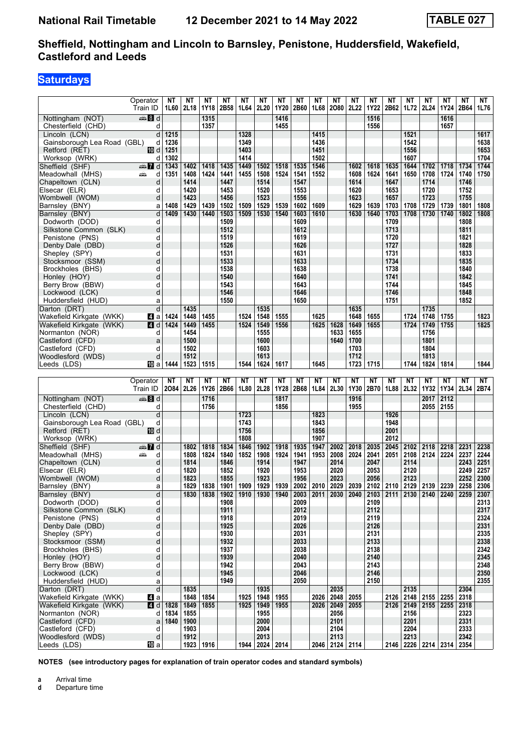# Sheffield, Nottingham and Lincoln to Barnsley, Penistone, Huddersfield, Wakefield, Castleford and Leeds

## Saturdays

| Operator | | NT | NT | NT | NT | NT | NT | NT | NT | NT | NT | NT | NT | NT | NT | NT | NT | NT | NT |
|---|---|---|---|---|---|---|---|---|---|---|---|---|---|---|---|---|---|---|---|
| Train ID | | 1L60 | 2L18 | 1Y18 | 2B58 | 1L64 | 2L20 | 1Y20 | 2B60 | 1L68 | 2O80 | 2L22 | 1Y22 | 2B62 | 1L72 | 2L24 | 1Y24 | 2B64 | 1L76 |
| Nottingham (NOT) | 8 d | | | 1315 | | | | 1416 | | | | | 1516 | | | | 1616 | | |
| Chesterfield (CHD) | d | | | 1357 | | | | 1455 | | | | | 1556 | | | | 1657 | | |
| Lincoln (LCN) | d | 1215 | | | | 1328 | | | | 1415 | | | | | 1521 | | | | 1617 |
| Gainsborough Lea Road (GBL) | d | 1236 | | | | 1349 | | | | 1436 | | | | | 1542 | | | | 1638 |
| Retford (RET) | 10 d | 1251 | | | | 1403 | | | | 1451 | | | | | 1556 | | | | 1653 |
| Worksop (WRK) | d | 1302 | | | | 1414 | | | | 1502 | | | | | 1607 | | | | 1704 |
| Sheffield (SHF) | 7 d | 1343 | 1402 | 1418 | 1435 | 1449 | 1502 | 1518 | 1535 | 1546 | | 1602 | 1618 | 1635 | 1644 | 1702 | 1718 | 1734 | 1744 |
| Meadowhall (MHS) | d | 1351 | 1408 | 1424 | 1441 | 1455 | 1508 | 1524 | 1541 | 1552 | | 1608 | 1624 | 1641 | 1650 | 1708 | 1724 | 1740 | 1750 |
| Chapeltown (CLN) | d | | 1414 | | 1447 | | 1514 | | 1547 | | | 1614 | | 1647 | | 1714 | | 1746 | |
| Elsecar (ELR) | d | | 1420 | | 1453 | | 1520 | | 1553 | | | 1620 | | 1653 | | 1720 | | 1752 | |
| Wombwell (WOM) | d | | 1423 | | 1456 | | 1523 | | 1556 | | | 1623 | | 1657 | | 1723 | | 1755 | |
| Barnsley (BNY) | a | 1408 | 1429 | 1439 | 1502 | 1509 | 1529 | 1539 | 1602 | 1609 | | 1629 | 1639 | 1703 | 1708 | 1729 | 1739 | 1801 | 1808 |
| Barnsley (BNY) | d | 1409 | 1430 | 1440 | 1503 | 1509 | 1530 | 1540 | 1603 | 1610 | | 1630 | 1640 | 1703 | 1708 | 1730 | 1740 | 1802 | 1808 |
| Dodworth (DOD) | d | | | | 1509 | | | | 1609 | | | | | 1709 | | | | 1808 | |
| Silkstone Common (SLK) | d | | | | 1512 | | | | 1612 | | | | | 1713 | | | | 1811 | |
| Penistone (PNS) | d | | | | 1519 | | | | 1619 | | | | | 1720 | | | | 1821 | |
| Denby Dale (DBD) | d | | | | 1526 | | | | 1626 | | | | | 1727 | | | | 1828 | |
| Shepley (SPY) | d | | | | 1531 | | | | 1631 | | | | | 1731 | | | | 1833 | |
| Stocksmoor (SSM) | d | | | | 1533 | | | | 1633 | | | | | 1734 | | | | 1835 | |
| Brockholes (BHS) | d | | | | 1538 | | | | 1638 | | | | | 1738 | | | | 1840 | |
| Honley (HOY) | d | | | | 1540 | | | | 1640 | | | | | 1741 | | | | 1842 | |
| Berry Brow (BBW) | d | | | | 1543 | | | | 1643 | | | | | 1744 | | | | 1845 | |
| Lockwood (LCK) | d | | | | 1546 | | | | 1646 | | | | | 1746 | | | | 1848 | |
| Huddersfield (HUD) | a | | | | 1550 | | | | 1650 | | | | | 1751 | | | | 1852 | |
| Darton (DRT) | d | | 1435 | | | | 1535 | | | | | 1635 | | | | 1735 | | | |
| Wakefield Kirkgate (WKK) | 4 a | 1424 | 1448 | 1455 | | 1524 | 1548 | 1555 | | 1625 | | 1648 | 1655 | | 1724 | 1748 | 1755 | | 1823 |
| Wakefield Kirkgate (WKK) | 4 d | 1424 | 1449 | 1455 | | 1524 | 1549 | 1556 | | 1625 | 1628 | 1649 | 1655 | | 1724 | 1749 | 1755 | | 1825 |
| Normanton (NOR) | d | | 1454 | | | | 1555 | | | | 1633 | 1655 | | | | 1756 | | | |
| Castleford (CFD) | a | | 1500 | | | | 1600 | | | | 1640 | 1700 | | | | 1801 | | | |
| Castleford (CFD) | d | | 1502 | | | | 1603 | | | | | 1703 | | | | 1804 | | | |
| Woodlesford (WDS) | d | | 1512 | | | | 1613 | | | | | 1712 | | | | 1813 | | | |
| Leeds (LDS) | 10 a | 1444 | 1523 | 1515 | | 1544 | 1624 | 1617 | | 1645 | | 1723 | 1715 | | 1744 | 1824 | 1814 | | 1844 |

| Operator | | NT | NT | NT | NT | NT | NT | NT | NT | NT | NT | NT | NT | NT | NT | NT | NT | NT | NT |
|---|---|---|---|---|---|---|---|---|---|---|---|---|---|---|---|---|---|---|---|
| Train ID | | 2O84 | 2L26 | 1Y26 | 2B66 | 1L80 | 2L28 | 1Y28 | 2B68 | 1L84 | 2L30 | 1Y30 | 2B70 | 1L88 | 2L32 | 1Y32 | 1Y34 | 2L34 | 2B74 |
| Nottingham (NOT) | 8 d | | | 1716 | | | | 1817 | | | | 1916 | | | | 2017 | 2112 | | |
| Chesterfield (CHD) | d | | | 1756 | | | | 1856 | | | | 1955 | | | | 2055 | 2155 | | |
| Lincoln (LCN) | d | | | | | 1723 | | | | 1823 | | | | 1926 | | | | | |
| Gainsborough Lea Road (GBL) | d | | | | | 1743 | | | | 1843 | | | | 1948 | | | | | |
| Retford (RET) | 10 d | | | | | 1756 | | | | 1856 | | | | 2001 | | | | | |
| Worksop (WRK) | d | | | | | 1808 | | | | 1907 | | | | 2012 | | | | | |
| Sheffield (SHF) | 7 d | | 1802 | 1818 | 1834 | 1846 | 1902 | 1918 | 1935 | 1947 | 2002 | 2018 | 2035 | 2045 | 2102 | 2118 | 2218 | 2231 | 2238 |
| Meadowhall (MHS) | d | | 1808 | 1824 | 1840 | 1852 | 1908 | 1924 | 1941 | 1953 | 2008 | 2024 | 2041 | 2051 | 2108 | 2124 | 2224 | 2237 | 2244 |
| Chapeltown (CLN) | d | | 1814 | | 1846 | | 1914 | | 1947 | | 2014 | | 2047 | | 2114 | | | 2243 | 2251 |
| Elsecar (ELR) | d | | 1820 | | 1852 | | 1920 | | 1953 | | 2020 | | 2053 | | 2120 | | | 2249 | 2257 |
| Wombwell (WOM) | d | | 1823 | | 1855 | | 1923 | | 1956 | | 2023 | | 2056 | | 2123 | | | 2252 | 2300 |
| Barnsley (BNY) | a | | 1829 | 1838 | 1901 | 1909 | 1929 | 1939 | 2002 | 2010 | 2029 | 2039 | 2102 | 2110 | 2129 | 2139 | 2239 | 2258 | 2306 |
| Barnsley (BNY) | d | | 1830 | 1838 | 1902 | 1910 | 1930 | 1940 | 2003 | 2011 | 2030 | 2040 | 2103 | 2111 | 2130 | 2140 | 2240 | 2259 | 2307 |
| Dodworth (DOD) | d | | | | 1908 | | | | 2009 | | | | 2109 | | | | | | 2313 |
| Silkstone Common (SLK) | d | | | | 1911 | | | | 2012 | | | | 2112 | | | | | | 2317 |
| Penistone (PNS) | d | | | | 1918 | | | | 2019 | | | | 2119 | | | | | | 2324 |
| Denby Dale (DBD) | d | | | | 1925 | | | | 2026 | | | | 2126 | | | | | | 2331 |
| Shepley (SPY) | d | | | | 1930 | | | | 2031 | | | | 2131 | | | | | | 2335 |
| Stocksmoor (SSM) | d | | | | 1932 | | | | 2033 | | | | 2133 | | | | | | 2338 |
| Brockholes (BHS) | d | | | | 1937 | | | | 2038 | | | | 2138 | | | | | | 2342 |
| Honley (HOY) | d | | | | 1939 | | | | 2040 | | | | 2140 | | | | | | 2345 |
| Berry Brow (BBW) | d | | | | 1942 | | | | 2043 | | | | 2143 | | | | | | 2348 |
| Lockwood (LCK) | d | | | | 1945 | | | | 2046 | | | | 2146 | | | | | | 2350 |
| Huddersfield (HUD) | a | | | | 1949 | | | | 2050 | | | | 2150 | | | | | | 2355 |
| Darton (DRT) | d | | 1835 | | | | 1935 | | | | 2035 | | | | 2135 | | | 2304 | |
| Wakefield Kirkgate (WKK) | 4 a | | 1848 | 1854 | | 1925 | 1948 | 1955 | | 2026 | 2048 | 2055 | | 2126 | 2148 | 2155 | 2255 | 2318 | |
| Wakefield Kirkgate (WKK) | 4 d | 1828 | 1849 | 1855 | | 1925 | 1949 | 1955 | | 2026 | 2049 | 2055 | | 2126 | 2149 | 2155 | 2255 | 2318 | |
| Normanton (NOR) | d | 1834 | 1855 | | | | 1955 | | | | 2056 | | | | 2156 | | | 2323 | |
| Castleford (CFD) | a | 1840 | 1900 | | | | 2000 | | | | 2101 | | | | 2201 | | | 2331 | |
| Castleford (CFD) | d | | 1903 | | | | 2004 | | | | 2104 | | | | 2204 | | | 2333 | |
| Woodlesford (WDS) | d | | 1912 | | | | 2013 | | | | 2113 | | | | 2213 | | | 2342 | |
| Leeds (LDS) | 10 a | | 1923 | 1916 | | 1944 | 2024 | 2014 | | 2046 | 2124 | 2114 | | 2146 | 2226 | 2214 | 2314 | 2354 | |

**NOTES (see introductory pages for explanation of train operator codes and standard symbols)**

**a** Arrival time
**d** Departure time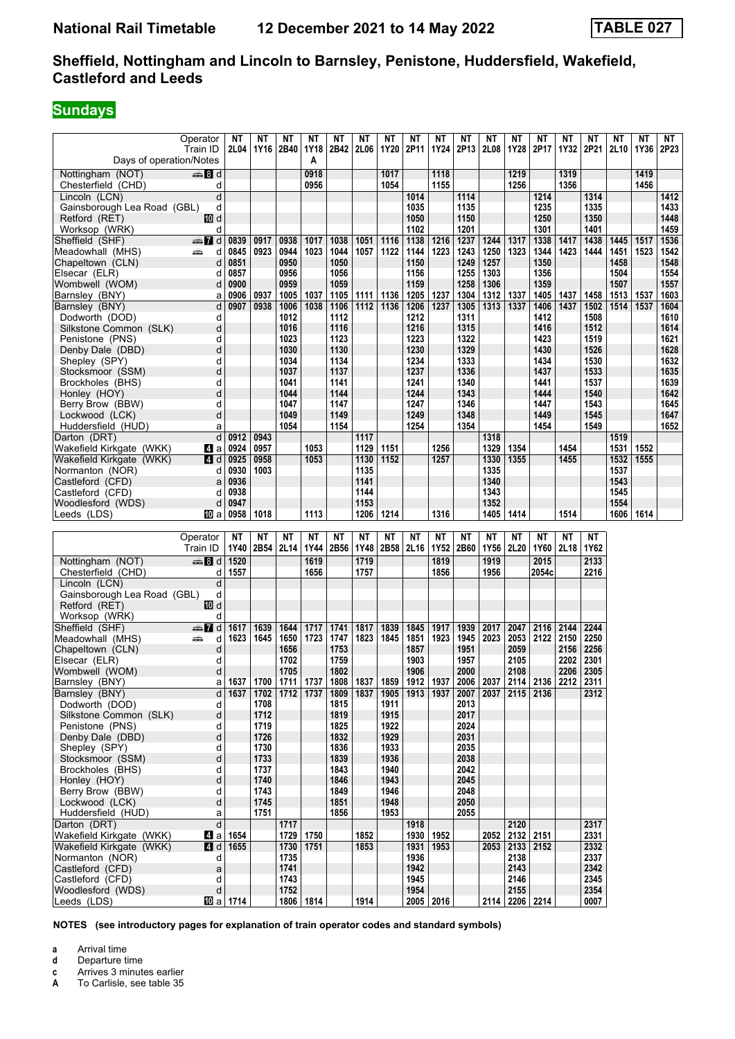**National Rail Timetable** **12 December 2021 to 14 May 2022** **TABLE 027**

## Sheffield, Nottingham and Lincoln to Barnsley, Penistone, Huddersfield, Wakefield, Castleford and Leeds

### Sundays

| Operator | | NT | NT | NT | NT | NT | NT | NT | NT | NT | NT | NT | NT | NT | NT | NT | NT | NT | NT |
|---|---|---|---|---|---|---|---|---|---|---|---|---|---|---|---|---|---|---|---|
| Train ID | | 2L04 | 1Y16 | 2B40 | 1Y18 | 2B42 | 2L06 | 1Y20 | 2P11 | 1Y24 | 2P13 | 2L08 | 1Y28 | 2P17 | 1Y32 | 2P21 | 2L10 | 1Y36 | 2P23 |
| Days of operation/Notes | | | | | A | | | | | | | | | | | | | | |
| Nottingham (NOT) | d | | | | 0918 | | | 1017 | | 1118 | | | 1219 | | 1319 | | | 1419 | |
| Chesterfield (CHD) | d | | | | 0956 | | | 1054 | | 1155 | | | 1256 | | 1356 | | | 1456 | |
| Lincoln (LCN) | d | | | | | | | | 1014 | | 1114 | | | 1214 | | 1314 | | | 1412 |
| Gainsborough Lea Road (GBL) | d | | | | | | | | 1035 | | 1135 | | | 1235 | | 1335 | | | 1433 |
| Retford (RET) | d | | | | | | | | 1050 | | 1150 | | | 1250 | | 1350 | | | 1448 |
| Worksop (WRK) | d | | | | | | | | 1102 | | 1201 | | | 1301 | | 1401 | | | 1459 |
| Sheffield (SHF) | d | 0839 | 0917 | 0938 | 1017 | 1038 | 1051 | 1116 | 1138 | 1216 | 1237 | 1244 | 1317 | 1338 | 1417 | 1438 | 1445 | 1517 | 1536 |
| Meadowhall (MHS) | d | 0845 | 0923 | 0944 | 1023 | 1044 | 1057 | 1122 | 1144 | 1223 | 1243 | 1250 | 1323 | 1344 | 1423 | 1444 | 1451 | 1523 | 1542 |
| Chapeltown (CLN) | d | 0851 | | 0950 | | 1050 | | | 1150 | | 1249 | 1257 | | 1350 | | | 1458 | | 1548 |
| Elsecar (ELR) | d | 0857 | | 0956 | | 1056 | | | 1156 | | 1255 | 1303 | | 1356 | | | 1504 | | 1554 |
| Wombwell (WOM) | d | 0900 | | 0959 | | 1059 | | | 1159 | | 1258 | 1306 | | 1359 | | | 1507 | | 1557 |
| Barnsley (BNY) | a | 0906 | 0937 | 1005 | 1037 | 1105 | 1111 | 1136 | 1205 | 1237 | 1304 | 1312 | 1337 | 1405 | 1437 | 1458 | 1513 | 1537 | 1603 |
| Barnsley (BNY) | d | 0907 | 0938 | 1006 | 1038 | 1106 | 1112 | 1136 | 1206 | 1237 | 1305 | 1313 | 1337 | 1406 | 1437 | 1502 | 1514 | 1537 | 1604 |
| Dodworth (DOD) | d | | | 1012 | | 1112 | | | 1212 | | 1311 | | | 1412 | | 1508 | | | 1610 |
| Silkstone Common (SLK) | d | | | 1016 | | 1116 | | | 1216 | | 1315 | | | 1416 | | 1512 | | | 1614 |
| Penistone (PNS) | d | | | 1023 | | 1123 | | | 1223 | | 1322 | | | 1423 | | 1519 | | | 1621 |
| Denby Dale (DBD) | d | | | 1030 | | 1130 | | | 1230 | | 1329 | | | 1430 | | 1526 | | | 1628 |
| Shepley (SPY) | d | | | 1034 | | 1134 | | | 1234 | | 1333 | | | 1434 | | 1530 | | | 1632 |
| Stocksmoor (SSM) | d | | | 1037 | | 1137 | | | 1237 | | 1336 | | | 1437 | | 1533 | | | 1635 |
| Brockholes (BHS) | d | | | 1041 | | 1141 | | | 1241 | | 1340 | | | 1441 | | 1537 | | | 1639 |
| Honley (HOY) | d | | | 1044 | | 1144 | | | 1244 | | 1343 | | | 1444 | | 1540 | | | 1642 |
| Berry Brow (BBW) | d | | | 1047 | | 1147 | | | 1247 | | 1346 | | | 1447 | | 1543 | | | 1645 |
| Lockwood (LCK) | d | | | 1049 | | 1149 | | | 1249 | | 1348 | | | 1449 | | 1545 | | | 1647 |
| Huddersfield (HUD) | a | | | 1054 | | 1154 | | | 1254 | | 1354 | | | 1454 | | 1549 | | | 1652 |
| Darton (DRT) | d | 0912 | 0943 | | | | 1117 | | | | | 1318 | | | | | 1519 | | |
| Wakefield Kirkgate (WKK) | a | 0924 | 0957 | | 1053 | | 1129 | 1151 | | 1256 | | 1329 | 1354 | | 1454 | | 1531 | 1552 | |
| Wakefield Kirkgate (WKK) | d | 0925 | 0958 | | 1053 | | 1130 | 1152 | | 1257 | | 1330 | 1355 | | 1455 | | 1532 | 1555 | |
| Normanton (NOR) | d | 0930 | 1003 | | | | 1135 | | | | | 1335 | | | | | 1537 | | |
| Castleford (CFD) | a | 0936 | | | | | 1141 | | | | | 1340 | | | | | 1543 | | |
| Castleford (CFD) | d | 0938 | | | | | 1144 | | | | | 1343 | | | | | 1545 | | |
| Woodlesford (WDS) | d | 0947 | | | | | 1153 | | | | | 1352 | | | | | 1554 | | |
| Leeds (LDS) | a | 0958 | 1018 | | 1113 | | 1206 | 1214 | | 1316 | | 1405 | 1414 | | 1514 | | 1606 | 1614 | |

| Operator | | NT | NT | NT | NT | NT | NT | NT | NT | NT | NT | NT | NT | NT | NT | NT |
|---|---|---|---|---|---|---|---|---|---|---|---|---|---|---|---|---|
| Train ID | | 1Y40 | 2B54 | 2L14 | 1Y44 | 2B56 | 1Y48 | 2B58 | 2L16 | 1Y52 | 2B60 | 1Y56 | 2L20 | 1Y60 | 2L18 | 1Y62 |
| Nottingham (NOT) | d | 1520 | | | 1619 | | 1719 | | | 1819 | | 1919 | | 2015 | | 2133 |
| Chesterfield (CHD) | d | 1557 | | | 1656 | | 1757 | | | 1856 | | 1956 | | 2054c | | 2216 |
| Lincoln (LCN) | d | | | | | | | | | | | | | | | |
| Gainsborough Lea Road (GBL) | d | | | | | | | | | | | | | | | |
| Retford (RET) | d | | | | | | | | | | | | | | | |
| Worksop (WRK) | d | | | | | | | | | | | | | | | |
| Sheffield (SHF) | d | 1617 | 1639 | 1644 | 1717 | 1741 | 1817 | 1839 | 1845 | 1917 | 1939 | 2017 | 2047 | 2116 | 2144 | 2244 |
| Meadowhall (MHS) | d | 1623 | 1645 | 1650 | 1723 | 1747 | 1823 | 1845 | 1851 | 1923 | 1945 | 2023 | 2053 | 2122 | 2150 | 2250 |
| Chapeltown (CLN) | d | | | 1656 | | 1753 | | | 1857 | | 1951 | | 2059 | | 2156 | 2256 |
| Elsecar (ELR) | d | | | 1702 | | 1759 | | | 1903 | | 1957 | | 2105 | | 2202 | 2301 |
| Wombwell (WOM) | d | | | 1705 | | 1802 | | | 1906 | | 2000 | | 2108 | | 2206 | 2305 |
| Barnsley (BNY) | a | 1637 | 1700 | 1711 | 1737 | 1808 | 1837 | 1859 | 1912 | 1937 | 2006 | 2037 | 2114 | 2136 | 2212 | 2311 |
| Barnsley (BNY) | d | 1637 | 1702 | 1712 | 1737 | 1809 | 1837 | 1905 | 1913 | 1937 | 2007 | 2037 | 2115 | 2136 | | 2312 |
| Dodworth (DOD) | d | | 1708 | | | 1815 | | 1911 | | | 2013 | | | | | |
| Silkstone Common (SLK) | d | | 1712 | | | 1819 | | 1915 | | | 2017 | | | | | |
| Penistone (PNS) | d | | 1719 | | | 1825 | | 1922 | | | 2024 | | | | | |
| Denby Dale (DBD) | d | | 1726 | | | 1832 | | 1929 | | | 2031 | | | | | |
| Shepley (SPY) | d | | 1730 | | | 1836 | | 1933 | | | 2035 | | | | | |
| Stocksmoor (SSM) | d | | 1733 | | | 1839 | | 1936 | | | 2038 | | | | | |
| Brockholes (BHS) | d | | 1737 | | | 1843 | | 1940 | | | 2042 | | | | | |
| Honley (HOY) | d | | 1740 | | | 1846 | | 1943 | | | 2045 | | | | | |
| Berry Brow (BBW) | d | | 1743 | | | 1849 | | 1946 | | | 2048 | | | | | |
| Lockwood (LCK) | d | | 1745 | | | 1851 | | 1948 | | | 2050 | | | | | |
| Huddersfield (HUD) | a | | 1751 | | | 1856 | | 1953 | | | 2055 | | | | | |
| Darton (DRT) | d | | | 1717 | | | | | 1918 | | | | 2120 | | | 2317 |
| Wakefield Kirkgate (WKK) | a | 1654 | | 1729 | 1750 | | 1852 | | 1930 | 1952 | | 2052 | 2132 | 2151 | | 2331 |
| Wakefield Kirkgate (WKK) | d | 1655 | | 1730 | 1751 | | 1853 | | 1931 | 1953 | | 2053 | 2133 | 2152 | | 2332 |
| Normanton (NOR) | d | | | 1735 | | | | | 1936 | | | | 2138 | | | 2337 |
| Castleford (CFD) | a | | | 1741 | | | | | 1942 | | | | 2143 | | | 2342 |
| Castleford (CFD) | d | | | 1743 | | | | | 1945 | | | | 2146 | | | 2345 |
| Woodlesford (WDS) | d | | | 1752 | | | | | 1954 | | | | 2155 | | | 2354 |
| Leeds (LDS) | a | 1714 | | 1806 | 1814 | | 1914 | | 2005 | 2016 | | 2114 | 2206 | 2214 | | 0007 |

**NOTES (see introductory pages for explanation of train operator codes and standard symbols)**

- **a** Arrival time
- **d** Departure time
- **c** Arrives 3 minutes earlier
- **A** To Carlisle, see table 35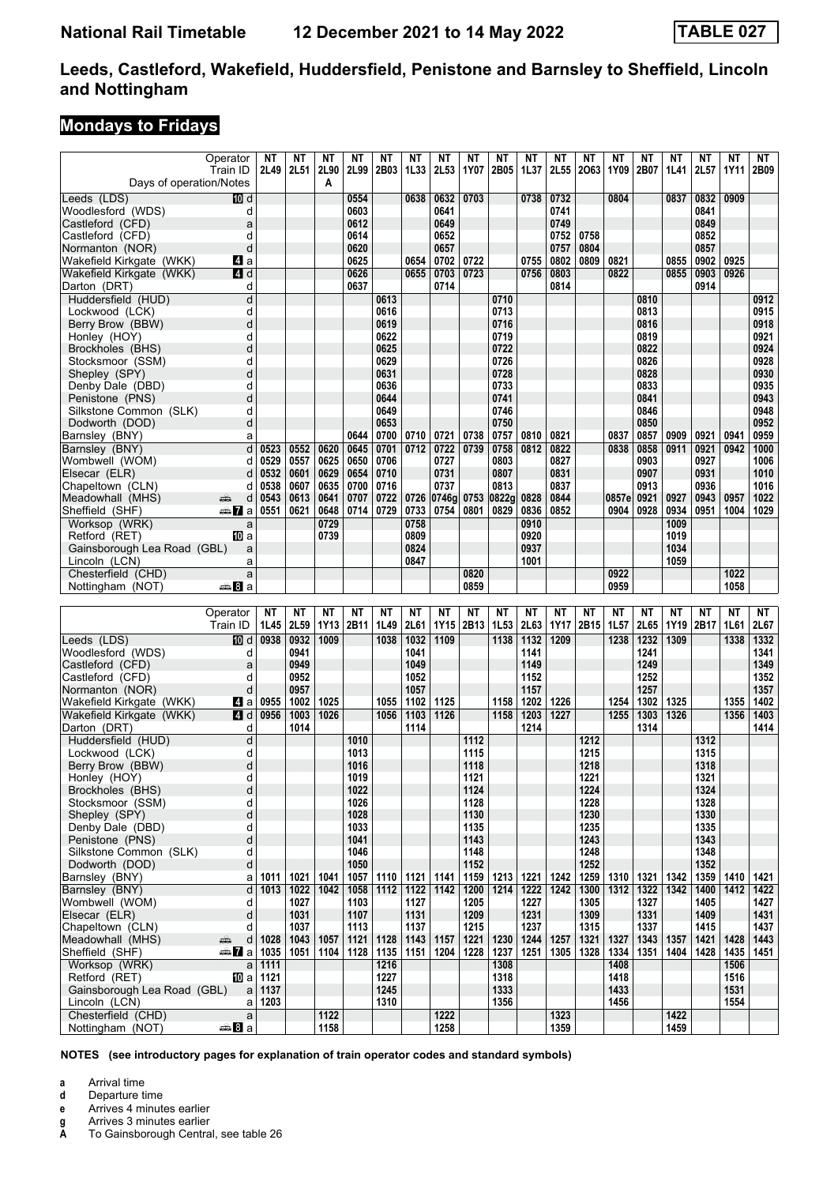# Leeds, Castleford, Wakefield, Huddersfield, Penistone and Barnsley to Sheffield, Lincoln and Nottingham

National Rail Timetable 12 December 2021 to 14 May 2022 — TABLE 027

## Mondays to Fridays

| Operator | | NT | NT | NT | NT | NT | NT | NT | NT | NT | NT | NT | NT | NT | NT | NT | NT | NT | NT |
|---|---|---|---|---|---|---|---|---|---|---|---|---|---|---|---|---|---|---|---|
| Train ID | | 2L49 | 2L51 | 2L90 | 2L99 | 2B03 | 1L33 | 2L53 | 1Y07 | 2B05 | 1L37 | 2L55 | 2O63 | 1Y09 | 2B07 | 1L41 | 2L57 | 1Y11 | 2B09 |
| Days of operation/Notes | | | | A | | | | | | | | | | | | | | | |
| Leeds (LDS) | d | | | | 0554 | | 0638 | 0632 | 0703 | | 0738 | 0732 | | 0804 | | 0837 | 0832 | 0909 | |
| Woodlesford (WDS) | d | | | | 0603 | | | 0641 | | | | 0741 | | | | | 0841 | | |
| Castleford (CFD) | a | | | | 0612 | | | 0649 | | | | 0749 | | | | | 0849 | | |
| Castleford (CFD) | d | | | | 0614 | | | 0652 | | | | 0752 | 0758 | | | | 0852 | | |
| Normanton (NOR) | d | | | | 0620 | | | 0657 | | | | 0757 | 0804 | | | | 0857 | | |
| Wakefield Kirkgate (WKK) | a | | | | 0625 | | 0654 | 0702 | 0722 | | 0755 | 0802 | 0809 | 0821 | | 0855 | 0902 | 0925 | |
| Wakefield Kirkgate (WKK) | d | | | | 0626 | | 0655 | 0703 | 0723 | | 0756 | 0803 | | 0822 | | 0855 | 0903 | 0926 | |
| Darton (DRT) | d | | | | 0637 | | | 0714 | | | | 0814 | | | | | 0914 | | |
| Huddersfield (HUD) | d | | | | | 0613 | | | | 0710 | | | | | 0810 | | | | 0912 |
| Lockwood (LCK) | d | | | | | 0616 | | | | 0713 | | | | | 0813 | | | | 0915 |
| Berry Brow (BBW) | d | | | | | 0619 | | | | 0716 | | | | | 0816 | | | | 0918 |
| Honley (HOY) | d | | | | | 0622 | | | | 0719 | | | | | 0819 | | | | 0921 |
| Brockholes (BHS) | d | | | | | 0625 | | | | 0722 | | | | | 0822 | | | | 0924 |
| Stocksmoor (SSM) | d | | | | | 0629 | | | | 0726 | | | | | 0826 | | | | 0928 |
| Shepley (SPY) | d | | | | | 0631 | | | | 0728 | | | | | 0828 | | | | 0930 |
| Denby Dale (DBD) | d | | | | | 0636 | | | | 0733 | | | | | 0833 | | | | 0935 |
| Penistone (PNS) | d | | | | | 0644 | | | | 0741 | | | | | 0841 | | | | 0943 |
| Silkstone Common (SLK) | d | | | | | 0649 | | | | 0746 | | | | | 0846 | | | | 0948 |
| Dodworth (DOD) | d | | | | | 0653 | | | | 0750 | | | | | 0850 | | | | 0952 |
| Barnsley (BNY) | a | | | | 0644 | 0700 | 0710 | 0721 | 0738 | 0757 | 0810 | 0821 | | 0837 | 0857 | 0909 | 0921 | 0941 | 0959 |
| Barnsley (BNY) | d | 0523 | 0552 | 0620 | 0645 | 0701 | 0712 | 0722 | 0739 | 0758 | 0812 | 0822 | | 0838 | 0858 | 0911 | 0921 | 0942 | 1000 |
| Wombwell (WOM) | d | 0529 | 0557 | 0625 | 0650 | 0706 | | 0727 | | 0803 | | 0827 | | | 0903 | | 0927 | | 1006 |
| Elsecar (ELR) | d | 0532 | 0601 | 0629 | 0654 | 0710 | | 0731 | | 0807 | | 0831 | | | 0907 | | 0931 | | 1010 |
| Chapeltown (CLN) | d | 0538 | 0607 | 0635 | 0700 | 0716 | | 0737 | | 0813 | | 0837 | | | 0913 | | 0936 | | 1016 |
| Meadowhall (MHS) | d | 0543 | 0613 | 0641 | 0707 | 0722 | 0726 | 0746g | 0753 | 0822g | 0828 | 0844 | | 0857e | 0921 | 0927 | 0943 | 0957 | 1022 |
| Sheffield (SHF) | a | 0551 | 0621 | 0648 | 0714 | 0729 | 0733 | 0754 | 0801 | 0829 | 0836 | 0852 | | 0904 | 0928 | 0934 | 0951 | 1004 | 1029 |
| Worksop (WRK) | a | | | 0729 | | | 0758 | | | | 0910 | | | | | 1009 | | | |
| Retford (RET) | a | | | 0739 | | | 0809 | | | | 0920 | | | | | 1019 | | | |
| Gainsborough Lea Road (GBL) | a | | | | | | 0824 | | | | 0937 | | | | | 1034 | | | |
| Lincoln (LCN) | a | | | | | | 0847 | | | | 1001 | | | | | 1059 | | | |
| Chesterfield (CHD) | a | | | | | | | | 0820 | | | | | 0922 | | | | 1022 | |
| Nottingham (NOT) | a | | | | | | | | 0859 | | | | | 0959 | | | | 1058 | |

| Operator | | NT | NT | NT | NT | NT | NT | NT | NT | NT | NT | NT | NT | NT | NT | NT | NT | NT | NT |
|---|---|---|---|---|---|---|---|---|---|---|---|---|---|---|---|---|---|---|---|
| Train ID | | 1L45 | 2L59 | 1Y13 | 2B11 | 1L49 | 2L61 | 1Y15 | 2B13 | 1L53 | 2L63 | 1Y17 | 2B15 | 1L57 | 2L65 | 1Y19 | 2B17 | 1L61 | 2L67 |
| Leeds (LDS) | d | 0938 | 0932 | 1009 | | 1038 | 1032 | 1109 | | 1138 | 1132 | 1209 | | 1238 | 1232 | 1309 | | 1338 | 1332 |
| Woodlesford (WDS) | d | | 0941 | | | | 1041 | | | | 1141 | | | | 1241 | | | | 1341 |
| Castleford (CFD) | a | | 0949 | | | | 1049 | | | | 1149 | | | | 1249 | | | | 1349 |
| Castleford (CFD) | d | | 0952 | | | | 1052 | | | | 1152 | | | | 1252 | | | | 1352 |
| Normanton (NOR) | d | | 0957 | | | | 1057 | | | | 1157 | | | | 1257 | | | | 1357 |
| Wakefield Kirkgate (WKK) | a | 0955 | 1002 | 1025 | | 1055 | 1102 | 1125 | | 1158 | 1202 | 1226 | | 1254 | 1302 | 1325 | | 1355 | 1402 |
| Wakefield Kirkgate (WKK) | d | 0956 | 1003 | 1026 | | 1056 | 1103 | 1126 | | 1158 | 1203 | 1227 | | 1255 | 1303 | 1326 | | 1356 | 1403 |
| Darton (DRT) | d | | 1014 | | | | 1114 | | | | 1214 | | | | 1314 | | | | 1414 |
| Huddersfield (HUD) | d | | | | 1010 | | | | 1112 | | | | 1212 | | | | 1312 | | |
| Lockwood (LCK) | d | | | | 1013 | | | | 1115 | | | | 1215 | | | | 1315 | | |
| Berry Brow (BBW) | d | | | | 1016 | | | | 1118 | | | | 1218 | | | | 1318 | | |
| Honley (HOY) | d | | | | 1019 | | | | 1121 | | | | 1221 | | | | 1321 | | |
| Brockholes (BHS) | d | | | | 1022 | | | | 1124 | | | | 1224 | | | | 1324 | | |
| Stocksmoor (SSM) | d | | | | 1026 | | | | 1128 | | | | 1228 | | | | 1328 | | |
| Shepley (SPY) | d | | | | 1028 | | | | 1130 | | | | 1230 | | | | 1330 | | |
| Denby Dale (DBD) | d | | | | 1033 | | | | 1135 | | | | 1235 | | | | 1335 | | |
| Penistone (PNS) | d | | | | 1041 | | | | 1143 | | | | 1243 | | | | 1343 | | |
| Silkstone Common (SLK) | d | | | | 1046 | | | | 1148 | | | | 1248 | | | | 1348 | | |
| Dodworth (DOD) | d | | | | 1050 | | | | 1152 | | | | 1252 | | | | 1352 | | |
| Barnsley (BNY) | a | 1011 | 1021 | 1041 | 1057 | 1110 | 1121 | 1141 | 1159 | 1213 | 1221 | 1242 | 1259 | 1310 | 1321 | 1342 | 1359 | 1410 | 1421 |
| Barnsley (BNY) | d | 1013 | 1022 | 1042 | 1058 | 1112 | 1122 | 1142 | 1200 | 1214 | 1222 | 1242 | 1300 | 1312 | 1322 | 1342 | 1400 | 1412 | 1422 |
| Wombwell (WOM) | d | | 1027 | | 1103 | | 1127 | | 1205 | | 1227 | | 1305 | | 1327 | | 1405 | | 1427 |
| Elsecar (ELR) | d | | 1031 | | 1107 | | 1131 | | 1209 | | 1231 | | 1309 | | 1331 | | 1409 | | 1431 |
| Chapeltown (CLN) | d | | 1037 | | 1113 | | 1137 | | 1215 | | 1237 | | 1315 | | 1337 | | 1415 | | 1437 |
| Meadowhall (MHS) | d | 1028 | 1043 | 1057 | 1121 | 1128 | 1143 | 1157 | 1221 | 1230 | 1244 | 1257 | 1321 | 1327 | 1343 | 1357 | 1421 | 1428 | 1443 |
| Sheffield (SHF) | a | 1035 | 1051 | 1104 | 1128 | 1135 | 1151 | 1204 | 1228 | 1237 | 1251 | 1305 | 1328 | 1334 | 1351 | 1404 | 1428 | 1435 | 1451 |
| Worksop (WRK) | a | 1111 | | | | 1216 | | | | 1308 | | | | 1408 | | | | 1506 | |
| Retford (RET) | a | 1121 | | | | 1227 | | | | 1318 | | | | 1418 | | | | 1516 | |
| Gainsborough Lea Road (GBL) | a | 1137 | | | | 1245 | | | | 1333 | | | | 1433 | | | | 1531 | |
| Lincoln (LCN) | a | 1203 | | | | 1310 | | | | 1356 | | | | 1456 | | | | 1554 | |
| Chesterfield (CHD) | a | | | 1122 | | | | 1222 | | | | 1323 | | | | 1422 | | | |
| Nottingham (NOT) | a | | | 1158 | | | | 1258 | | | | 1359 | | | | 1459 | | | |

**NOTES (see introductory pages for explanation of train operator codes and standard symbols)**

- **a** Arrival time
- **d** Departure time
- **e** Arrives 4 minutes earlier
- **g** Arrives 3 minutes earlier
- **A** To Gainsborough Central, see table 26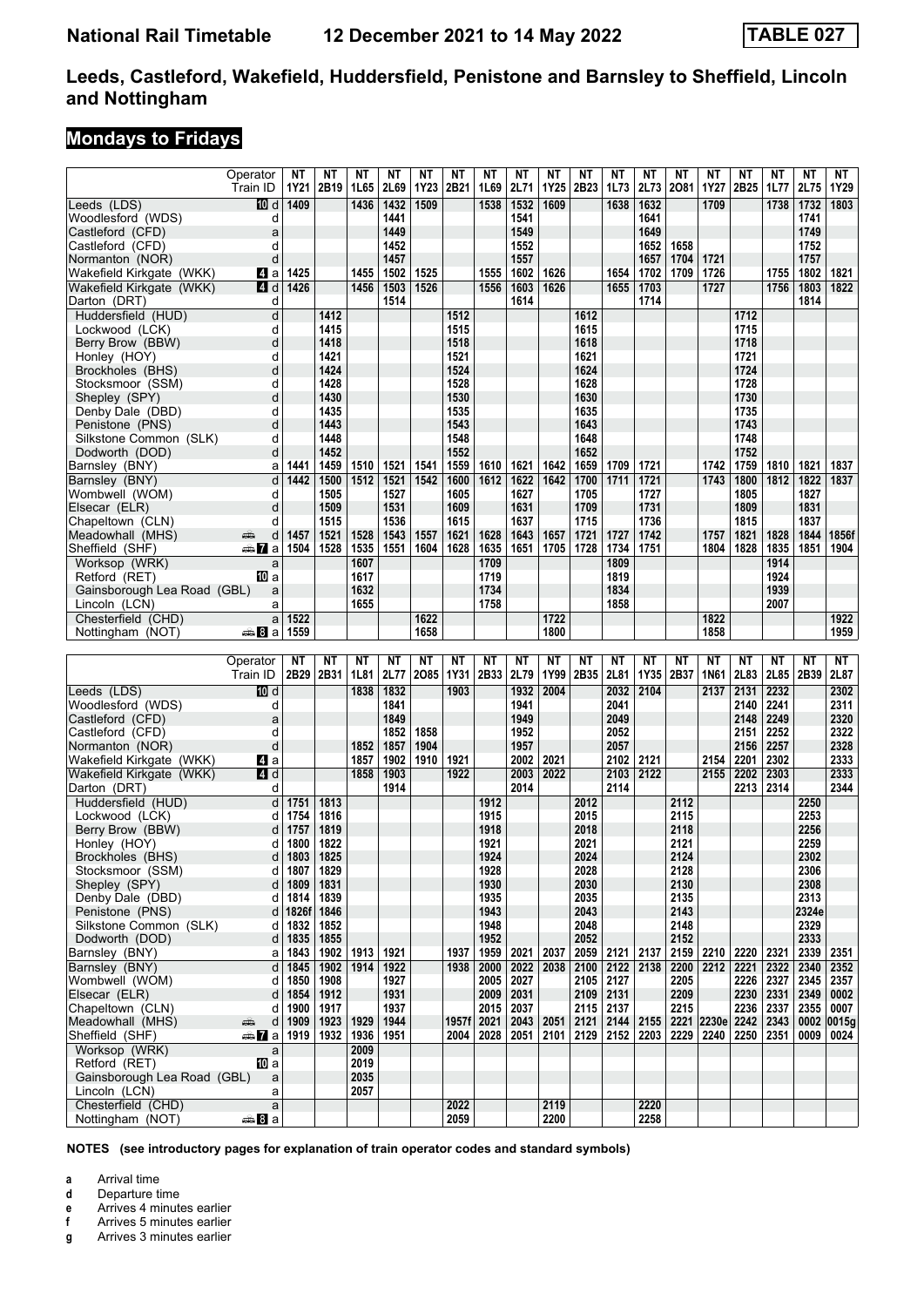# National Rail Timetable 12 December 2021 to 14 May 2022 TABLE 027

## Leeds, Castleford, Wakefield, Huddersfield, Penistone and Barnsley to Sheffield, Lincoln and Nottingham

### Mondays to Fridays

| | | NT | NT | NT | NT | NT | NT | NT | NT | NT | NT | NT | NT | NT | NT | NT | NT | NT | NT |
|---|---|---|---|---|---|---|---|---|---|---|---|---|---|---|---|---|---|---|---|
| Operator / Train ID | | 1Y21 | 2B19 | 1L65 | 2L69 | 1Y23 | 2B21 | 1L69 | 2L71 | 1Y25 | 2B23 | 1L73 | 2L73 | 2O81 | 1Y27 | 2B25 | 1L77 | 2L75 | 1Y29 |
| Leeds (LDS) | 10 d | 1409 | | 1436 | 1432 | 1509 | | 1538 | 1532 | 1609 | | 1638 | 1632 | | 1709 | | 1738 | 1732 | 1803 |
| Woodlesford (WDS) | d | | | | 1441 | | | | 1541 | | | | 1641 | | | | | 1741 | |
| Castleford (CFD) | a | | | | 1449 | | | | 1549 | | | | 1649 | | | | | 1749 | |
| Castleford (CFD) | d | | | | 1452 | | | | 1552 | | | | 1652 | 1658 | | | | 1752 | |
| Normanton (NOR) | d | | | | 1457 | | | | 1557 | | | | 1657 | 1704 | 1721 | | | 1757 | |
| Wakefield Kirkgate (WKK) | 4 a | 1425 | | 1455 | 1502 | 1525 | | 1555 | 1602 | 1626 | | 1654 | 1702 | 1709 | 1726 | | 1755 | 1802 | 1821 |
| Wakefield Kirkgate (WKK) | 4 d | 1426 | | 1456 | 1503 | 1526 | | 1556 | 1603 | 1626 | | 1655 | 1703 | | 1727 | | 1756 | 1803 | 1822 |
| Darton (DRT) | d | | | | 1514 | | | | 1614 | | | | 1714 | | | | | 1814 | |
| Huddersfield (HUD) | d | | 1412 | | | | 1512 | | | | 1612 | | | | | 1712 | | | |
| Lockwood (LCK) | d | | 1415 | | | | 1515 | | | | 1615 | | | | | 1715 | | | |
| Berry Brow (BBW) | d | | 1418 | | | | 1518 | | | | 1618 | | | | | 1718 | | | |
| Honley (HOY) | d | | 1421 | | | | 1521 | | | | 1621 | | | | | 1721 | | | |
| Brockholes (BHS) | d | | 1424 | | | | 1524 | | | | 1624 | | | | | 1724 | | | |
| Stocksmoor (SSM) | d | | 1428 | | | | 1528 | | | | 1628 | | | | | 1728 | | | |
| Shepley (SPY) | d | | 1430 | | | | 1530 | | | | 1630 | | | | | 1730 | | | |
| Denby Dale (DBD) | d | | 1435 | | | | 1535 | | | | 1635 | | | | | 1735 | | | |
| Penistone (PNS) | d | | 1443 | | | | 1543 | | | | 1643 | | | | | 1743 | | | |
| Silkstone Common (SLK) | d | | 1448 | | | | 1548 | | | | 1648 | | | | | 1748 | | | |
| Dodworth (DOD) | d | | 1452 | | | | 1552 | | | | 1652 | | | | | 1752 | | | |
| Barnsley (BNY) | a | 1441 | 1459 | 1510 | 1521 | 1541 | 1559 | 1610 | 1621 | 1642 | 1659 | 1709 | 1721 | | 1742 | 1759 | 1810 | 1821 | 1837 |
| Barnsley (BNY) | d | 1442 | 1500 | 1512 | 1521 | 1542 | 1600 | 1612 | 1622 | 1642 | 1700 | 1711 | 1721 | | 1743 | 1800 | 1812 | 1822 | 1837 |
| Wombwell (WOM) | d | | 1505 | | 1527 | | 1605 | | 1627 | | 1705 | | 1727 | | | 1805 | | 1827 | |
| Elsecar (ELR) | d | | 1509 | | 1531 | | 1609 | | 1631 | | 1709 | | 1731 | | | 1809 | | 1831 | |
| Chapeltown (CLN) | d | | 1515 | | 1536 | | 1615 | | 1637 | | 1715 | | 1736 | | | 1815 | | 1837 | |
| Meadowhall (MHS) | d | 1457 | 1521 | 1528 | 1543 | 1557 | 1621 | 1628 | 1643 | 1657 | 1721 | 1727 | 1742 | | 1757 | 1821 | 1828 | 1844 | 1856f |
| Sheffield (SHF) | 7 a | 1504 | 1528 | 1535 | 1551 | 1604 | 1628 | 1635 | 1651 | 1705 | 1728 | 1734 | 1751 | | 1804 | 1828 | 1835 | 1851 | 1904 |
| Worksop (WRK) | a | | | 1607 | | | | 1709 | | | | 1809 | | | | | 1914 | | |
| Retford (RET) | 10 a | | | 1617 | | | | 1719 | | | | 1819 | | | | | 1924 | | |
| Gainsborough Lea Road (GBL) | a | | | 1632 | | | | 1734 | | | | 1834 | | | | | 1939 | | |
| Lincoln (LCN) | a | | | 1655 | | | | 1758 | | | | 1858 | | | | | 2007 | | |
| Chesterfield (CHD) | a | 1522 | | | | 1622 | | | | 1722 | | | | | 1822 | | | | 1922 |
| Nottingham (NOT) | 8 a | 1559 | | | | 1658 | | | | 1800 | | | | | 1858 | | | | 1959 |

| | | NT | NT | NT | NT | NT | NT | NT | NT | NT | NT | NT | NT | NT | NT | NT | NT | NT | NT |
|---|---|---|---|---|---|---|---|---|---|---|---|---|---|---|---|---|---|---|---|
| Operator / Train ID | | 2B29 | 2B31 | 1L81 | 2L77 | 2O85 | 1Y31 | 2B33 | 2L79 | 1Y99 | 2B35 | 2L81 | 1Y35 | 2B37 | 1N61 | 2L83 | 2L85 | 2B39 | 2L87 |
| Leeds (LDS) | 10 d | | | 1838 | 1832 | | 1903 | | 1932 | 2004 | | 2032 | 2104 | | 2137 | 2131 | 2232 | | 2302 |
| Woodlesford (WDS) | d | | | | 1841 | | | | 1941 | | | 2041 | | | | 2140 | 2241 | | 2311 |
| Castleford (CFD) | a | | | | 1849 | | | | 1949 | | | 2049 | | | | 2148 | 2249 | | 2320 |
| Castleford (CFD) | d | | | | 1852 | 1858 | | | 1952 | | | 2052 | | | | 2151 | 2252 | | 2322 |
| Normanton (NOR) | d | | | 1852 | 1857 | 1904 | | | 1957 | | | 2057 | | | | 2156 | 2257 | | 2328 |
| Wakefield Kirkgate (WKK) | 4 a | | | 1857 | 1902 | 1910 | 1921 | | 2002 | 2021 | | 2102 | 2121 | | 2154 | 2201 | 2302 | | 2333 |
| Wakefield Kirkgate (WKK) | 4 d | | | 1858 | 1903 | | 1922 | | 2003 | 2022 | | 2103 | 2122 | | 2155 | 2202 | 2303 | | 2333 |
| Darton (DRT) | d | | | | 1914 | | | | 2014 | | | 2114 | | | | 2213 | 2314 | | 2344 |
| Huddersfield (HUD) | d | 1751 | 1813 | | | | | 1912 | | | 2012 | | | 2112 | | | | 2250 | |
| Lockwood (LCK) | d | 1754 | 1816 | | | | | 1915 | | | 2015 | | | 2115 | | | | 2253 | |
| Berry Brow (BBW) | d | 1757 | 1819 | | | | | 1918 | | | 2018 | | | 2118 | | | | 2256 | |
| Honley (HOY) | d | 1800 | 1822 | | | | | 1921 | | | 2021 | | | 2121 | | | | 2259 | |
| Brockholes (BHS) | d | 1803 | 1825 | | | | | 1924 | | | 2024 | | | 2124 | | | | 2302 | |
| Stocksmoor (SSM) | d | 1807 | 1829 | | | | | 1928 | | | 2028 | | | 2128 | | | | 2306 | |
| Shepley (SPY) | d | 1809 | 1831 | | | | | 1930 | | | 2030 | | | 2130 | | | | 2308 | |
| Denby Dale (DBD) | d | 1814 | 1839 | | | | | 1935 | | | 2035 | | | 2135 | | | | 2313 | |
| Penistone (PNS) | d | 1826f | 1846 | | | | | 1943 | | | 2043 | | | 2143 | | | | 2324e | |
| Silkstone Common (SLK) | d | 1832 | 1852 | | | | | 1948 | | | 2048 | | | 2148 | | | | 2329 | |
| Dodworth (DOD) | d | 1835 | 1855 | | | | | 1952 | | | 2052 | | | 2152 | | | | 2333 | |
| Barnsley (BNY) | a | 1843 | 1902 | 1913 | 1921 | | 1937 | 1959 | 2021 | 2037 | 2059 | 2121 | 2137 | 2159 | 2210 | 2220 | 2321 | 2339 | 2351 |
| Barnsley (BNY) | d | 1845 | 1902 | 1914 | 1922 | | 1938 | 2000 | 2022 | 2038 | 2100 | 2122 | 2138 | 2200 | 2212 | 2221 | 2322 | 2340 | 2352 |
| Wombwell (WOM) | d | 1850 | 1908 | | 1927 | | | 2005 | 2027 | | 2105 | 2127 | | 2205 | | 2226 | 2327 | 2345 | 2357 |
| Elsecar (ELR) | d | 1854 | 1912 | | 1931 | | | 2009 | 2031 | | 2109 | 2131 | | 2209 | | 2230 | 2331 | 2349 | 0002 |
| Chapeltown (CLN) | d | 1900 | 1917 | | 1937 | | | 2015 | 2037 | | 2115 | 2137 | | 2215 | | 2236 | 2337 | 2355 | 0007 |
| Meadowhall (MHS) | d | 1909 | 1923 | 1929 | 1944 | | 1957f | 2021 | 2043 | 2051 | 2121 | 2144 | 2155 | 2221 | 2230e | 2242 | 2343 | 0002 | 0015g |
| Sheffield (SHF) | 7 a | 1919 | 1932 | 1936 | 1951 | | 2004 | 2028 | 2051 | 2101 | 2129 | 2152 | 2203 | 2229 | 2240 | 2250 | 2351 | 0009 | 0024 |
| Worksop (WRK) | a | | | 2009 | | | | | | | | | | | | | | | |
| Retford (RET) | 10 a | | | 2019 | | | | | | | | | | | | | | | |
| Gainsborough Lea Road (GBL) | a | | | 2035 | | | | | | | | | | | | | | | |
| Lincoln (LCN) | a | | | 2057 | | | | | | | | | | | | | | | |
| Chesterfield (CHD) | a | | | | | | 2022 | | | 2119 | | | 2220 | | | | | | |
| Nottingham (NOT) | 8 a | | | | | | 2059 | | | 2200 | | | 2258 | | | | | | |

**NOTES (see introductory pages for explanation of train operator codes and standard symbols)**

- **a** Arrival time
- **d** Departure time
- **e** Arrives 4 minutes earlier
- **f** Arrives 5 minutes earlier
- **g** Arrives 3 minutes earlier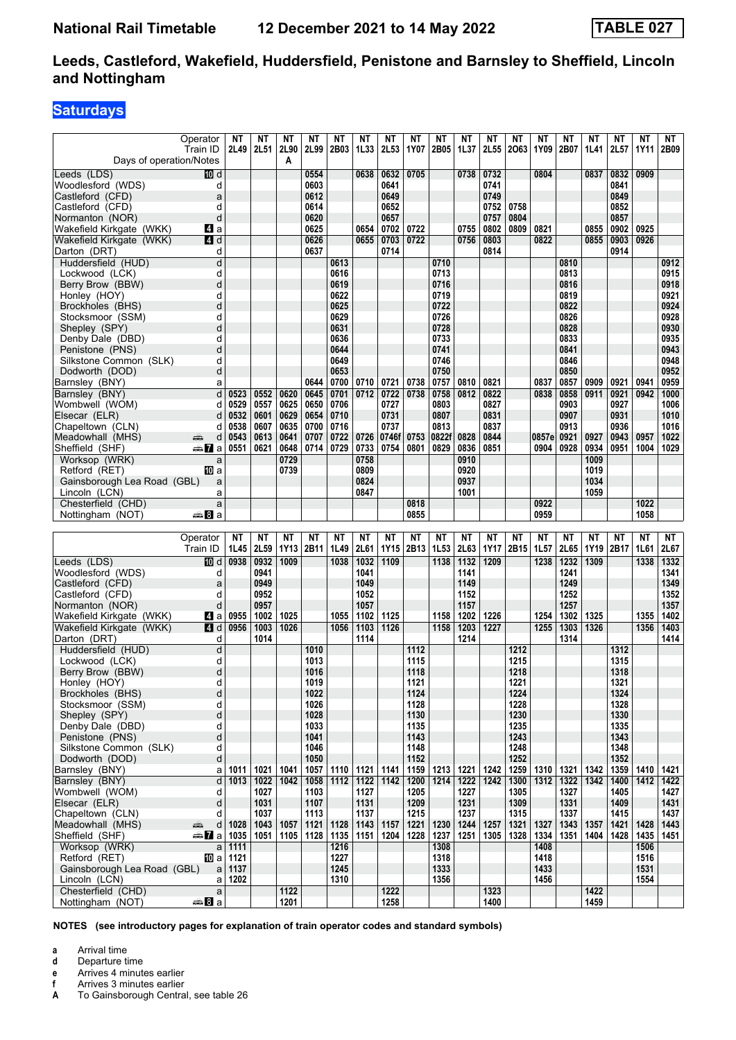# Leeds, Castleford, Wakefield, Huddersfield, Penistone and Barnsley to Sheffield, Lincoln and Nottingham

**National Rail Timetable — 12 December 2021 to 14 May 2022 — TABLE 027**

## Saturdays

| Operator | | NT | NT | NT | NT | NT | NT | NT | NT | NT | NT | NT | NT | NT | NT | NT | NT | NT | NT |
|---|---|---|---|---|---|---|---|---|---|---|---|---|---|---|---|---|---|---|---|
| Train ID | | 2L49 | 2L51 | 2L90 | 2L99 | 2B03 | 1L33 | 2L53 | 1Y07 | 2B05 | 1L37 | 2L55 | 2O63 | 1Y09 | 2B07 | 1L41 | 2L57 | 1Y11 | 2B09 |
| Days of operation/Notes | | | | A | | | | | | | | | | | | | | | |
| Leeds (LDS) 10 | d | | | | 0554 | | 0638 | 0632 | 0705 | | 0738 | 0732 | | 0804 | | 0837 | 0832 | 0909 | |
| Woodlesford (WDS) | d | | | | 0603 | | | 0641 | | | | 0741 | | | | | 0841 | | |
| Castleford (CFD) | a | | | | 0612 | | | 0649 | | | | 0749 | | | | | 0849 | | |
| Castleford (CFD) | d | | | | 0614 | | | 0652 | | | | 0752 | 0758 | | | | 0852 | | |
| Normanton (NOR) | d | | | | 0620 | | | 0657 | | | | 0757 | 0804 | | | | 0857 | | |
| Wakefield Kirkgate (WKK) 4 | a | | | | 0625 | | 0654 | 0702 | 0722 | | 0755 | 0802 | 0809 | 0821 | | 0855 | 0902 | 0925 | |
| Wakefield Kirkgate (WKK) 4 | d | | | | 0626 | | 0655 | 0703 | 0722 | | 0756 | 0803 | | 0822 | | 0855 | 0903 | 0926 | |
| Darton (DRT) | d | | | | 0637 | | | 0714 | | | | 0814 | | | | | 0914 | | |
| Huddersfield (HUD) | d | | | | | 0613 | | | | 0710 | | | | | 0810 | | | | 0912 |
| Lockwood (LCK) | d | | | | | 0616 | | | | 0713 | | | | | 0813 | | | | 0915 |
| Berry Brow (BBW) | d | | | | | 0619 | | | | 0716 | | | | | 0816 | | | | 0918 |
| Honley (HOY) | d | | | | | 0622 | | | | 0719 | | | | | 0819 | | | | 0921 |
| Brockholes (BHS) | d | | | | | 0625 | | | | 0722 | | | | | 0822 | | | | 0924 |
| Stocksmoor (SSM) | d | | | | | 0629 | | | | 0726 | | | | | 0826 | | | | 0928 |
| Shepley (SPY) | d | | | | | 0631 | | | | 0728 | | | | | 0828 | | | | 0930 |
| Denby Dale (DBD) | d | | | | | 0636 | | | | 0733 | | | | | 0833 | | | | 0935 |
| Penistone (PNS) | d | | | | | 0644 | | | | 0741 | | | | | 0841 | | | | 0943 |
| Silkstone Common (SLK) | d | | | | | 0649 | | | | 0746 | | | | | 0846 | | | | 0948 |
| Dodworth (DOD) | d | | | | | 0653 | | | | 0750 | | | | | 0850 | | | | 0952 |
| Barnsley (BNY) | a | | | | 0644 | 0700 | 0710 | 0721 | 0738 | 0757 | 0810 | 0821 | | 0837 | 0857 | 0909 | 0921 | 0941 | 0959 |
| Barnsley (BNY) | d | 0523 | 0552 | 0620 | 0645 | 0701 | 0712 | 0722 | 0738 | 0758 | 0812 | 0822 | | 0838 | 0858 | 0911 | 0921 | 0942 | 1000 |
| Wombwell (WOM) | d | 0529 | 0557 | 0625 | 0650 | 0706 | | 0727 | | 0803 | | 0827 | | | 0903 | | 0927 | | 1006 |
| Elsecar (ELR) | d | 0532 | 0601 | 0629 | 0654 | 0710 | | 0731 | | 0807 | | 0831 | | | 0907 | | 0931 | | 1010 |
| Chapeltown (CLN) | d | 0538 | 0607 | 0635 | 0700 | 0716 | | 0737 | | 0813 | | 0837 | | | 0913 | | 0936 | | 1016 |
| Meadowhall (MHS) | d | 0543 | 0613 | 0641 | 0707 | 0722 | 0726 | 0746f | 0753 | 0822f | 0828 | 0844 | | 0857e | 0921 | 0927 | 0943 | 0957 | 1022 |
| Sheffield (SHF) 7 | a | 0551 | 0621 | 0648 | 0714 | 0729 | 0733 | 0754 | 0801 | 0829 | 0836 | 0851 | | 0904 | 0928 | 0934 | 0951 | 1004 | 1029 |
| Worksop (WRK) | a | | | 0729 | | | 0758 | | | | 0910 | | | | | 1009 | | | |
| Retford (RET) 10 | a | | | 0739 | | | 0809 | | | | 0920 | | | | | 1019 | | | |
| Gainsborough Lea Road (GBL) | a | | | | | | 0824 | | | | 0937 | | | | | 1034 | | | |
| Lincoln (LCN) | a | | | | | | 0847 | | | | 1001 | | | | | 1059 | | | |
| Chesterfield (CHD) | a | | | | | | | | 0818 | | | | | 0922 | | | | 1022 | |
| Nottingham (NOT) 8 | a | | | | | | | | 0855 | | | | | 0959 | | | | 1058 | |

| Operator | | NT | NT | NT | NT | NT | NT | NT | NT | NT | NT | NT | NT | NT | NT | NT | NT | NT | NT |
|---|---|---|---|---|---|---|---|---|---|---|---|---|---|---|---|---|---|---|---|
| Train ID | | 1L45 | 2L59 | 1Y13 | 2B11 | 1L49 | 2L61 | 1Y15 | 2B13 | 1L53 | 2L63 | 1Y17 | 2B15 | 1L57 | 2L65 | 1Y19 | 2B17 | 1L61 | 2L67 |
| Leeds (LDS) 10 | d | 0938 | 0932 | 1009 | | 1038 | 1032 | 1109 | | 1138 | 1132 | 1209 | | 1238 | 1232 | 1309 | | 1338 | 1332 |
| Woodlesford (WDS) | d | | 0941 | | | | 1041 | | | | 1141 | | | | 1241 | | | | 1341 |
| Castleford (CFD) | a | | 0949 | | | | 1049 | | | | 1149 | | | | 1249 | | | | 1349 |
| Castleford (CFD) | d | | 0952 | | | | 1052 | | | | 1152 | | | | 1252 | | | | 1352 |
| Normanton (NOR) | d | | 0957 | | | | 1057 | | | | 1157 | | | | 1257 | | | | 1357 |
| Wakefield Kirkgate (WKK) 4 | a | 0955 | 1002 | 1025 | | 1055 | 1102 | 1125 | | 1158 | 1202 | 1226 | | 1254 | 1302 | 1325 | | 1355 | 1402 |
| Wakefield Kirkgate (WKK) 4 | d | 0956 | 1003 | 1026 | | 1056 | 1103 | 1126 | | 1158 | 1203 | 1227 | | 1255 | 1303 | 1326 | | 1356 | 1403 |
| Darton (DRT) | d | | 1014 | | | | 1114 | | | | 1214 | | | | 1314 | | | | 1414 |
| Huddersfield (HUD) | d | | | | 1010 | | | | 1112 | | | | 1212 | | | | 1312 | | |
| Lockwood (LCK) | d | | | | 1013 | | | | 1115 | | | | 1215 | | | | 1315 | | |
| Berry Brow (BBW) | d | | | | 1016 | | | | 1118 | | | | 1218 | | | | 1318 | | |
| Honley (HOY) | d | | | | 1019 | | | | 1121 | | | | 1221 | | | | 1321 | | |
| Brockholes (BHS) | d | | | | 1022 | | | | 1124 | | | | 1224 | | | | 1324 | | |
| Stocksmoor (SSM) | d | | | | 1026 | | | | 1128 | | | | 1228 | | | | 1328 | | |
| Shepley (SPY) | d | | | | 1028 | | | | 1130 | | | | 1230 | | | | 1330 | | |
| Denby Dale (DBD) | d | | | | 1033 | | | | 1135 | | | | 1235 | | | | 1335 | | |
| Penistone (PNS) | d | | | | 1041 | | | | 1143 | | | | 1243 | | | | 1343 | | |
| Silkstone Common (SLK) | d | | | | 1046 | | | | 1148 | | | | 1248 | | | | 1348 | | |
| Dodworth (DOD) | d | | | | 1050 | | | | 1152 | | | | 1252 | | | | 1352 | | |
| Barnsley (BNY) | a | 1011 | 1021 | 1041 | 1057 | 1110 | 1121 | 1141 | 1159 | 1213 | 1221 | 1242 | 1259 | 1310 | 1321 | 1342 | 1359 | 1410 | 1421 |
| Barnsley (BNY) | d | 1013 | 1022 | 1042 | 1058 | 1112 | 1122 | 1142 | 1200 | 1214 | 1222 | 1242 | 1300 | 1312 | 1322 | 1342 | 1400 | 1412 | 1422 |
| Wombwell (WOM) | d | | 1027 | | 1103 | | 1127 | | 1205 | | 1227 | | 1305 | | 1327 | | 1405 | | 1427 |
| Elsecar (ELR) | d | | 1031 | | 1107 | | 1131 | | 1209 | | 1231 | | 1309 | | 1331 | | 1409 | | 1431 |
| Chapeltown (CLN) | d | | 1037 | | 1113 | | 1137 | | 1215 | | 1237 | | 1315 | | 1337 | | 1415 | | 1437 |
| Meadowhall (MHS) | d | 1028 | 1043 | 1057 | 1121 | 1128 | 1143 | 1157 | 1221 | 1230 | 1244 | 1257 | 1321 | 1327 | 1343 | 1357 | 1421 | 1428 | 1443 |
| Sheffield (SHF) 7 | a | 1035 | 1051 | 1105 | 1128 | 1135 | 1151 | 1204 | 1228 | 1237 | 1251 | 1305 | 1328 | 1334 | 1351 | 1404 | 1428 | 1435 | 1451 |
| Worksop (WRK) | a | 1111 | | | | 1216 | | | | 1308 | | | | 1408 | | | | 1506 | |
| Retford (RET) 10 | a | 1121 | | | | 1227 | | | | 1318 | | | | 1418 | | | | 1516 | |
| Gainsborough Lea Road (GBL) | a | 1137 | | | | 1245 | | | | 1333 | | | | 1433 | | | | 1531 | |
| Lincoln (LCN) | a | 1202 | | | | 1310 | | | | 1356 | | | | 1456 | | | | 1554 | |
| Chesterfield (CHD) | a | | | 1122 | | | | 1222 | | | | 1323 | | | | 1422 | | | |
| Nottingham (NOT) 8 | a | | | 1201 | | | | 1258 | | | | 1400 | | | | 1459 | | | |

**NOTES (see introductory pages for explanation of train operator codes and standard symbols)**

- **a** Arrival time
- **d** Departure time
- **e** Arrives 4 minutes earlier
- **f** Arrives 3 minutes earlier
- **A** To Gainsborough Central, see table 26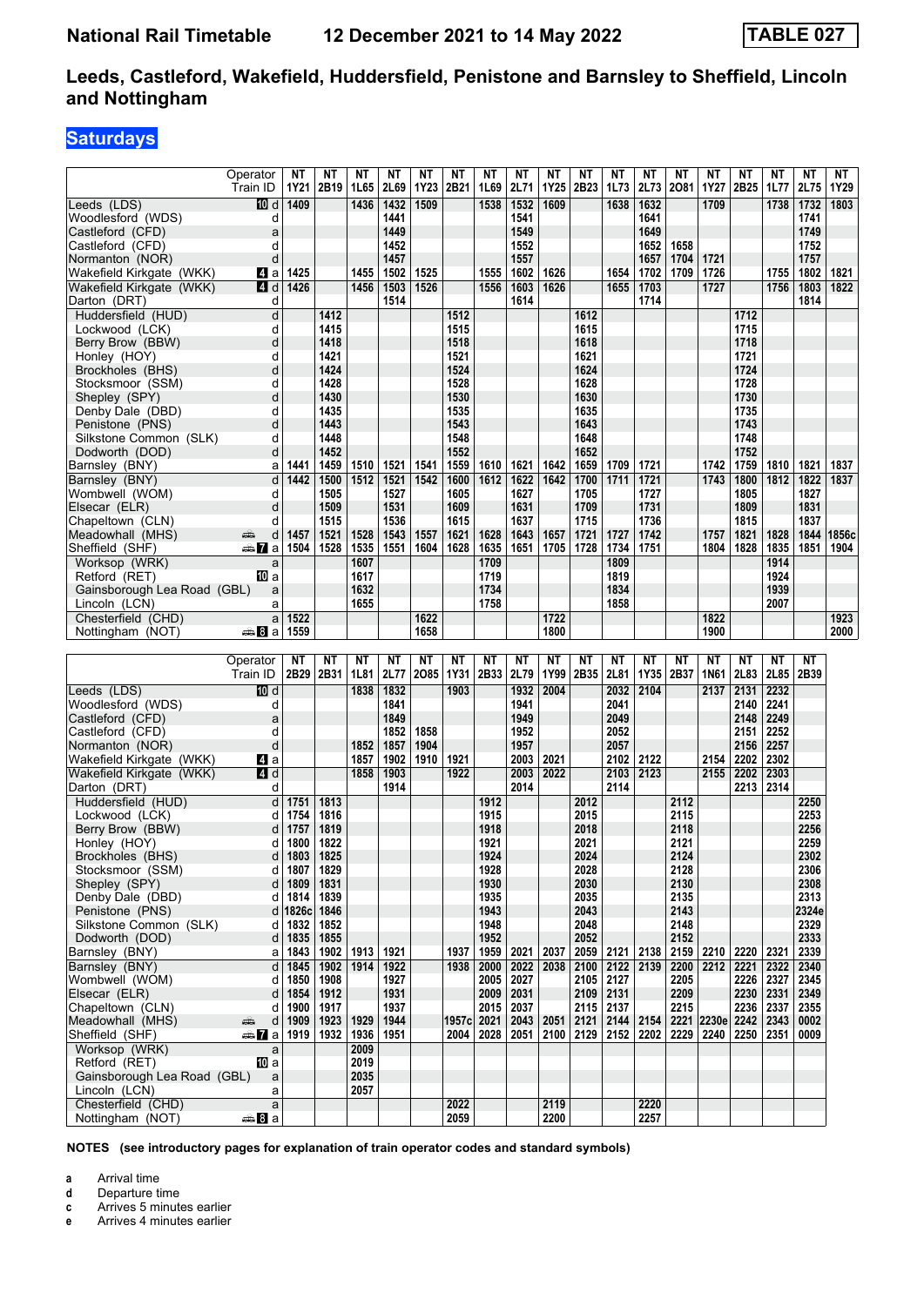# National Rail Timetable 12 December 2021 to 14 May 2022 — TABLE 027

## Leeds, Castleford, Wakefield, Huddersfield, Penistone and Barnsley to Sheffield, Lincoln and Nottingham

### Saturdays

| Operator | | NT | NT | NT | NT | NT | NT | NT | NT | NT | NT | NT | NT | NT | NT | NT | NT | NT | NT |
|---|---|---|---|---|---|---|---|---|---|---|---|---|---|---|---|---|---|---|---|
| Train ID | | 1Y21 | 2B19 | 1L65 | 2L69 | 1Y23 | 2B21 | 1L69 | 2L71 | 1Y25 | 2B23 | 1L73 | 2L73 | 2O81 | 1Y27 | 2B25 | 1L77 | 2L75 | 1Y29 |
| Leeds (LDS) 10 | d | 1409 | | 1436 | 1432 | 1509 | | 1538 | 1532 | 1609 | | 1638 | 1632 | | 1709 | | 1738 | 1732 | 1803 |
| Woodlesford (WDS) | d | | | | 1441 | | | | 1541 | | | | 1641 | | | | | 1741 | |
| Castleford (CFD) | a | | | | 1449 | | | | 1549 | | | | 1649 | | | | | 1749 | |
| Castleford (CFD) | d | | | | 1452 | | | | 1552 | | | | 1652 | 1658 | | | | 1752 | |
| Normanton (NOR) | d | | | | 1457 | | | | 1557 | | | | 1657 | 1704 | 1721 | | | 1757 | |
| Wakefield Kirkgate (WKK) 4 | a | 1425 | | 1455 | 1502 | 1525 | | 1555 | 1602 | 1626 | | 1654 | 1702 | 1709 | 1726 | | 1755 | 1802 | 1821 |
| Wakefield Kirkgate (WKK) 4 | d | 1426 | | 1456 | 1503 | 1526 | | 1556 | 1603 | 1626 | | 1655 | 1703 | | 1727 | | 1756 | 1803 | 1822 |
| Darton (DRT) | d | | | | 1514 | | | | 1614 | | | | 1714 | | | | | 1814 | |
| Huddersfield (HUD) | d | | 1412 | | | | 1512 | | | | 1612 | | | | | 1712 | | | |
| Lockwood (LCK) | d | | 1415 | | | | 1515 | | | | 1615 | | | | | 1715 | | | |
| Berry Brow (BBW) | d | | 1418 | | | | 1518 | | | | 1618 | | | | | 1718 | | | |
| Honley (HOY) | d | | 1421 | | | | 1521 | | | | 1621 | | | | | 1721 | | | |
| Brockholes (BHS) | d | | 1424 | | | | 1524 | | | | 1624 | | | | | 1724 | | | |
| Stocksmoor (SSM) | d | | 1428 | | | | 1528 | | | | 1628 | | | | | 1728 | | | |
| Shepley (SPY) | d | | 1430 | | | | 1530 | | | | 1630 | | | | | 1730 | | | |
| Denby Dale (DBD) | d | | 1435 | | | | 1535 | | | | 1635 | | | | | 1735 | | | |
| Penistone (PNS) | d | | 1443 | | | | 1543 | | | | 1643 | | | | | 1743 | | | |
| Silkstone Common (SLK) | d | | 1448 | | | | 1548 | | | | 1648 | | | | | 1748 | | | |
| Dodworth (DOD) | d | | 1452 | | | | 1552 | | | | 1652 | | | | | 1752 | | | |
| Barnsley (BNY) | a | 1441 | 1459 | 1510 | 1521 | 1541 | 1559 | 1610 | 1621 | 1642 | 1659 | 1709 | 1721 | | 1742 | 1759 | 1810 | 1821 | 1837 |
| Barnsley (BNY) | d | 1442 | 1500 | 1512 | 1521 | 1542 | 1600 | 1612 | 1622 | 1642 | 1700 | 1711 | 1721 | | 1743 | 1800 | 1812 | 1822 | 1837 |
| Wombwell (WOM) | d | | 1505 | | 1527 | | 1605 | | 1627 | | 1705 | | 1727 | | | 1805 | | 1827 | |
| Elsecar (ELR) | d | | 1509 | | 1531 | | 1609 | | 1631 | | 1709 | | 1731 | | | 1809 | | 1831 | |
| Chapeltown (CLN) | d | | 1515 | | 1536 | | 1615 | | 1637 | | 1715 | | 1736 | | | 1815 | | 1837 | |
| Meadowhall (MHS) | d | 1457 | 1521 | 1528 | 1543 | 1557 | 1621 | 1628 | 1643 | 1657 | 1721 | 1727 | 1742 | | 1757 | 1821 | 1828 | 1844 | 1856c |
| Sheffield (SHF) 7 | a | 1504 | 1528 | 1535 | 1551 | 1604 | 1628 | 1635 | 1651 | 1705 | 1728 | 1734 | 1751 | | 1804 | 1828 | 1835 | 1851 | 1904 |
| Worksop (WRK) | a | | | 1607 | | | | 1709 | | | | 1809 | | | | | 1914 | | |
| Retford (RET) 10 | a | | | 1617 | | | | 1719 | | | | 1819 | | | | | 1924 | | |
| Gainsborough Lea Road (GBL) | a | | | 1632 | | | | 1734 | | | | 1834 | | | | | 1939 | | |
| Lincoln (LCN) | a | | | 1655 | | | | 1758 | | | | 1858 | | | | | 2007 | | |
| Chesterfield (CHD) | a | 1522 | | | | 1622 | | | | 1722 | | | | | 1822 | | | | 1923 |
| Nottingham (NOT) 8 | a | 1559 | | | | 1658 | | | | 1800 | | | | | 1900 | | | | 2000 |

| Operator | | NT | NT | NT | NT | NT | NT | NT | NT | NT | NT | NT | NT | NT | NT | NT | NT | NT |
|---|---|---|---|---|---|---|---|---|---|---|---|---|---|---|---|---|---|---|
| Train ID | | 2B29 | 2B31 | 1L81 | 2L77 | 2O85 | 1Y31 | 2B33 | 2L79 | 1Y99 | 2B35 | 2L81 | 1Y35 | 2B37 | 1N61 | 2L83 | 2L85 | 2B39 |
| Leeds (LDS) 10 | d | | | 1838 | 1832 | | 1903 | | 1932 | 2004 | | 2032 | 2104 | | 2137 | 2131 | 2232 | |
| Woodlesford (WDS) | d | | | | 1841 | | | | 1941 | | | 2041 | | | | 2140 | 2241 | |
| Castleford (CFD) | a | | | | 1849 | | | | 1949 | | | 2049 | | | | 2148 | 2249 | |
| Castleford (CFD) | d | | | | 1852 | 1858 | | | 1952 | | | 2052 | | | | 2151 | 2252 | |
| Normanton (NOR) | d | | | 1852 | 1857 | 1904 | | | 1957 | | | 2057 | | | | 2156 | 2257 | |
| Wakefield Kirkgate (WKK) 4 | a | | | 1857 | 1902 | 1910 | 1921 | | 2003 | 2021 | | 2102 | 2122 | | 2154 | 2202 | 2302 | |
| Wakefield Kirkgate (WKK) 4 | d | | | 1858 | 1903 | | 1922 | | 2003 | 2022 | | 2103 | 2123 | | 2155 | 2202 | 2303 | |
| Darton (DRT) | d | | | | 1914 | | | | 2014 | | | 2114 | | | | 2213 | 2314 | |
| Huddersfield (HUD) | d | 1751 | 1813 | | | | | 1912 | | | 2012 | | | 2112 | | | | 2250 |
| Lockwood (LCK) | d | 1754 | 1816 | | | | | 1915 | | | 2015 | | | 2115 | | | | 2253 |
| Berry Brow (BBW) | d | 1757 | 1819 | | | | | 1918 | | | 2018 | | | 2118 | | | | 2256 |
| Honley (HOY) | d | 1800 | 1822 | | | | | 1921 | | | 2021 | | | 2121 | | | | 2259 |
| Brockholes (BHS) | d | 1803 | 1825 | | | | | 1924 | | | 2024 | | | 2124 | | | | 2302 |
| Stocksmoor (SSM) | d | 1807 | 1829 | | | | | 1928 | | | 2028 | | | 2128 | | | | 2306 |
| Shepley (SPY) | d | 1809 | 1831 | | | | | 1930 | | | 2030 | | | 2130 | | | | 2308 |
| Denby Dale (DBD) | d | 1814 | 1839 | | | | | 1935 | | | 2035 | | | 2135 | | | | 2313 |
| Penistone (PNS) | d | 1826c | 1846 | | | | | 1943 | | | 2043 | | | 2143 | | | | 2324e |
| Silkstone Common (SLK) | d | 1832 | 1852 | | | | | 1948 | | | 2048 | | | 2148 | | | | 2329 |
| Dodworth (DOD) | d | 1835 | 1855 | | | | | 1952 | | | 2052 | | | 2152 | | | | 2333 |
| Barnsley (BNY) | a | 1843 | 1902 | 1913 | 1921 | | 1937 | 1959 | 2021 | 2037 | 2059 | 2121 | 2138 | 2159 | 2210 | 2220 | 2321 | 2339 |
| Barnsley (BNY) | d | 1845 | 1902 | 1914 | 1922 | | 1938 | 2000 | 2022 | 2038 | 2100 | 2122 | 2139 | 2200 | 2212 | 2221 | 2322 | 2340 |
| Wombwell (WOM) | d | 1850 | 1908 | | 1927 | | | 2005 | 2027 | | 2105 | 2127 | | 2205 | | 2226 | 2327 | 2345 |
| Elsecar (ELR) | d | 1854 | 1912 | | 1931 | | | 2009 | 2031 | | 2109 | 2131 | | 2209 | | 2230 | 2331 | 2349 |
| Chapeltown (CLN) | d | 1900 | 1917 | | 1937 | | | 2015 | 2037 | | 2115 | 2137 | | 2215 | | 2236 | 2337 | 2355 |
| Meadowhall (MHS) | d | 1909 | 1923 | 1929 | 1944 | | 1957c | 2021 | 2043 | 2051 | 2121 | 2144 | 2154 | 2221 | 2230e | 2242 | 2343 | 0002 |
| Sheffield (SHF) 7 | a | 1919 | 1932 | 1936 | 1951 | | 2004 | 2028 | 2051 | 2100 | 2129 | 2152 | 2202 | 2229 | 2240 | 2250 | 2351 | 0009 |
| Worksop (WRK) | a | | | 2009 | | | | | | | | | | | | | | |
| Retford (RET) 10 | a | | | 2019 | | | | | | | | | | | | | | |
| Gainsborough Lea Road (GBL) | a | | | 2035 | | | | | | | | | | | | | | |
| Lincoln (LCN) | a | | | 2057 | | | | | | | | | | | | | | |
| Chesterfield (CHD) | a | | | | | | 2022 | | | 2119 | | | 2220 | | | | | |
| Nottingham (NOT) 8 | a | | | | | | 2059 | | | 2200 | | | 2257 | | | | | |

**NOTES (see introductory pages for explanation of train operator codes and standard symbols)**

- **a** Arrival time
- **d** Departure time
- **c** Arrives 5 minutes earlier
- **e** Arrives 4 minutes earlier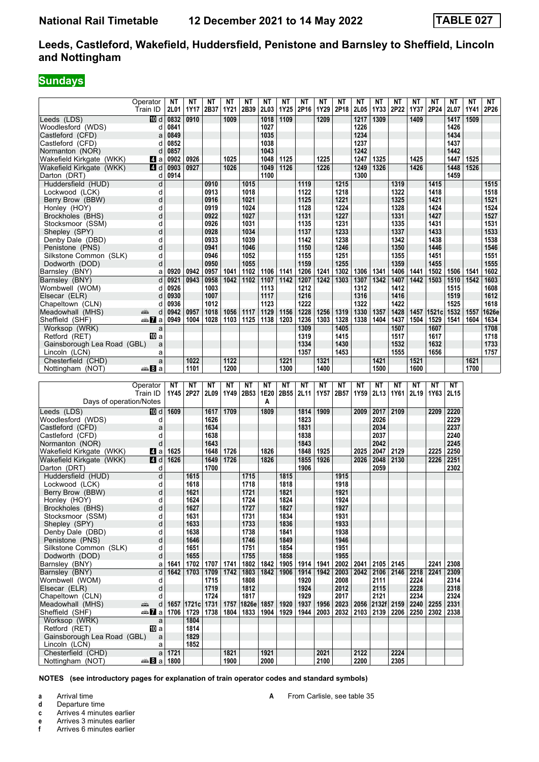# National Rail Timetable 12 December 2021 to 14 May 2022 TABLE 027

## Leeds, Castleford, Wakefield, Huddersfield, Penistone and Barnsley to Sheffield, Lincoln and Nottingham

**Sundays**

| | | Operator | NT | NT | NT | NT | NT | NT | NT | NT | NT | NT | NT | NT | NT | NT | NT | NT | NT | NT |
|---|---|---|---|---|---|---|---|---|---|---|---|---|---|---|---|---|---|---|---|---|
| | | Train ID | 2L01 | 1Y17 | 2B37 | 1Y21 | 2B39 | 2L03 | 1Y25 | 2P16 | 1Y29 | 2P18 | 2L05 | 1Y33 | 2P22 | 1Y37 | 2P24 | 2L07 | 1Y41 | 2P26 |
| Leeds (LDS) | 10 | d | 0832 | 0910 | | 1009 | | 1018 | 1109 | | 1209 | | 1217 | 1309 | | 1409 | | 1417 | 1509 | |
| Woodlesford (WDS) | | d | 0841 | | | | | 1027 | | | | | 1226 | | | | | 1426 | | |
| Castleford (CFD) | | a | 0849 | | | | | 1035 | | | | | 1234 | | | | | 1434 | | |
| Castleford (CFD) | | d | 0852 | | | | | 1038 | | | | | 1237 | | | | | 1437 | | |
| Normanton (NOR) | | d | 0857 | | | | | 1043 | | | | | 1242 | | | | | 1442 | | |
| Wakefield Kirkgate (WKK) | 4 | a | 0902 | 0926 | | 1025 | | 1048 | 1125 | | 1225 | | 1247 | 1325 | | 1425 | | 1447 | 1525 | |
| Wakefield Kirkgate (WKK) | 4 | d | 0903 | 0927 | | 1026 | | 1049 | 1126 | | 1226 | | 1249 | 1326 | | 1426 | | 1448 | 1526 | |
| Darton (DRT) | | d | 0914 | | | | | 1100 | | | | | 1300 | | | | | 1459 | | |
| Huddersfield (HUD) | | d | | | 0910 | | 1015 | | | 1119 | | 1215 | | | 1319 | | 1415 | | | 1515 |
| Lockwood (LCK) | | d | | | 0913 | | 1018 | | | 1122 | | 1218 | | | 1322 | | 1418 | | | 1518 |
| Berry Brow (BBW) | | d | | | 0916 | | 1021 | | | 1125 | | 1221 | | | 1325 | | 1421 | | | 1521 |
| Honley (HOY) | | d | | | 0919 | | 1024 | | | 1128 | | 1224 | | | 1328 | | 1424 | | | 1524 |
| Brockholes (BHS) | | d | | | 0922 | | 1027 | | | 1131 | | 1227 | | | 1331 | | 1427 | | | 1527 |
| Stocksmoor (SSM) | | d | | | 0926 | | 1031 | | | 1135 | | 1231 | | | 1335 | | 1431 | | | 1531 |
| Shepley (SPY) | | d | | | 0928 | | 1034 | | | 1137 | | 1233 | | | 1337 | | 1433 | | | 1533 |
| Denby Dale (DBD) | | d | | | 0933 | | 1039 | | | 1142 | | 1238 | | | 1342 | | 1438 | | | 1538 |
| Penistone (PNS) | | d | | | 0941 | | 1046 | | | 1150 | | 1246 | | | 1350 | | 1446 | | | 1546 |
| Silkstone Common (SLK) | | d | | | 0946 | | 1052 | | | 1155 | | 1251 | | | 1355 | | 1451 | | | 1551 |
| Dodworth (DOD) | | d | | | 0950 | | 1055 | | | 1159 | | 1255 | | | 1359 | | 1455 | | | 1555 |
| Barnsley (BNY) | | a | 0920 | 0942 | 0957 | 1041 | 1102 | 1106 | 1141 | 1206 | 1241 | 1302 | 1306 | 1341 | 1406 | 1441 | 1502 | 1506 | 1541 | 1602 |
| Barnsley (BNY) | | d | 0921 | 0943 | 0958 | 1042 | 1102 | 1107 | 1142 | 1207 | 1242 | 1303 | 1307 | 1342 | 1407 | 1442 | 1503 | 1510 | 1542 | 1603 |
| Wombwell (WOM) | | d | 0926 | | 1003 | | | 1113 | | 1212 | | | 1312 | | 1412 | | | 1515 | | 1608 |
| Elsecar (ELR) | | d | 0930 | | 1007 | | | 1117 | | 1216 | | | 1316 | | 1416 | | | 1519 | | 1612 |
| Chapeltown (CLN) | | d | 0936 | | 1012 | | | 1123 | | 1222 | | | 1322 | | 1422 | | | 1525 | | 1618 |
| Meadowhall (MHS) | 🚌 | d | 0942 | 0957 | 1018 | 1056 | 1117 | 1129 | 1156 | 1228 | 1256 | 1319 | 1330 | 1357 | 1428 | 1457 | 1521c | 1532 | 1557 | 1626e |
| Sheffield (SHF) | 🚌 7 | a | 0949 | 1004 | 1028 | 1103 | 1125 | 1138 | 1203 | 1236 | 1303 | 1328 | 1338 | 1404 | 1437 | 1504 | 1529 | 1541 | 1604 | 1634 |
| Worksop (WRK) | | a | | | | | | | | 1309 | | 1405 | | | 1507 | | 1607 | | | 1708 |
| Retford (RET) | 10 | a | | | | | | | | 1319 | | 1415 | | | 1517 | | 1617 | | | 1718 |
| Gainsborough Lea Road (GBL) | | a | | | | | | | | 1334 | | 1430 | | | 1532 | | 1632 | | | 1733 |
| Lincoln (LCN) | | a | | | | | | | | 1357 | | 1453 | | | 1555 | | 1656 | | | 1757 |
| Chesterfield (CHD) | | a | | 1022 | | 1122 | | | 1221 | | 1321 | | | 1421 | | 1521 | | | 1621 | |
| Nottingham (NOT) | 🚌 8 | a | | 1101 | | 1200 | | | 1300 | | 1400 | | | 1500 | | 1600 | | | 1700 | |

| | | Operator | NT | NT | NT | NT | NT | NT | NT | NT | NT | NT | NT | NT | NT | NT | NT | NT |
|---|---|---|---|---|---|---|---|---|---|---|---|---|---|---|---|---|---|---|
| | | Train ID | 1Y45 | 2P27 | 2L09 | 1Y49 | 2B53 | 1E20 | 2B55 | 2L11 | 1Y57 | 2B57 | 1Y59 | 2L13 | 1Y61 | 2L19 | 1Y63 | 2L15 |
| Days of operation/Notes | | | | | | | | A | | | | | | | | | | |
| Leeds (LDS) | 10 | d | 1609 | | 1617 | 1709 | | 1809 | | 1814 | 1909 | | 2009 | 2017 | 2109 | | 2209 | 2220 |
| Woodlesford (WDS) | | d | | | 1626 | | | | | 1823 | | | | 2026 | | | | 2229 |
| Castleford (CFD) | | a | | | 1634 | | | | | 1831 | | | | 2034 | | | | 2237 |
| Castleford (CFD) | | d | | | 1638 | | | | | 1838 | | | | 2037 | | | | 2240 |
| Normanton (NOR) | | d | | | 1643 | | | | | 1843 | | | | 2042 | | | | 2245 |
| Wakefield Kirkgate (WKK) | 4 | a | 1625 | | 1648 | 1726 | | 1826 | | 1848 | 1925 | | 2025 | 2047 | 2129 | | 2225 | 2250 |
| Wakefield Kirkgate (WKK) | 4 | d | 1626 | | 1649 | 1726 | | 1826 | | 1855 | 1926 | | 2026 | 2048 | 2130 | | 2226 | 2251 |
| Darton (DRT) | | d | | | 1700 | | | | | 1906 | | | | 2059 | | | | 2302 |
| Huddersfield (HUD) | | d | | 1615 | | | 1715 | | 1815 | | | 1915 | | | | | | |
| Lockwood (LCK) | | d | | 1618 | | | 1718 | | 1818 | | | 1918 | | | | | | |
| Berry Brow (BBW) | | d | | 1621 | | | 1721 | | 1821 | | | 1921 | | | | | | |
| Honley (HOY) | | d | | 1624 | | | 1724 | | 1824 | | | 1924 | | | | | | |
| Brockholes (BHS) | | d | | 1627 | | | 1727 | | 1827 | | | 1927 | | | | | | |
| Stocksmoor (SSM) | | d | | 1631 | | | 1731 | | 1834 | | | 1931 | | | | | | |
| Shepley (SPY) | | d | | 1633 | | | 1733 | | 1836 | | | 1933 | | | | | | |
| Denby Dale (DBD) | | d | | 1638 | | | 1738 | | 1841 | | | 1938 | | | | | | |
| Penistone (PNS) | | d | | 1646 | | | 1746 | | 1849 | | | 1946 | | | | | | |
| Silkstone Common (SLK) | | d | | 1651 | | | 1751 | | 1854 | | | 1951 | | | | | | |
| Dodworth (DOD) | | d | | 1655 | | | 1755 | | 1858 | | | 1955 | | | | | | |
| Barnsley (BNY) | | a | 1641 | 1702 | 1707 | 1741 | 1802 | 1842 | 1905 | 1914 | 1941 | 2002 | 2041 | 2105 | 2145 | | 2241 | 2308 |
| Barnsley (BNY) | | d | 1642 | 1703 | 1709 | 1742 | 1803 | 1842 | 1906 | 1914 | 1942 | 2003 | 2042 | 2106 | 2146 | 2218 | 2241 | 2309 |
| Wombwell (WOM) | | d | | | 1715 | | 1808 | | | 1920 | | 2008 | | 2111 | | 2224 | | 2314 |
| Elsecar (ELR) | | d | | | 1719 | | 1812 | | | 1924 | | 2012 | | 2115 | | 2228 | | 2318 |
| Chapeltown (CLN) | | d | | | 1724 | | 1817 | | | 1929 | | 2017 | | 2121 | | 2234 | | 2324 |
| Meadowhall (MHS) | 🚌 | d | 1657 | 1721c | 1731 | 1757 | 1826e | 1857 | 1920 | 1937 | 1956 | 2023 | 2056 | 2132f | 2159 | 2240 | 2255 | 2331 |
| Sheffield (SHF) | 🚌 7 | a | 1706 | 1729 | 1738 | 1804 | 1833 | 1904 | 1929 | 1944 | 2003 | 2032 | 2103 | 2139 | 2206 | 2250 | 2302 | 2338 |
| Worksop (WRK) | | a | | 1804 | | | | | | | | | | | | | | |
| Retford (RET) | 10 | a | | 1814 | | | | | | | | | | | | | | |
| Gainsborough Lea Road (GBL) | | a | | 1829 | | | | | | | | | | | | | | |
| Lincoln (LCN) | | a | | 1852 | | | | | | | | | | | | | | |
| Chesterfield (CHD) | | a | 1721 | | | 1821 | | 1921 | | | 2021 | | 2122 | | 2224 | | | |
| Nottingham (NOT) | 🚌 8 | a | 1800 | | | 1900 | | 2000 | | | 2100 | | 2200 | | 2305 | | | |

**NOTES (see introductory pages for explanation of train operator codes and standard symbols)**

- **a** Arrival time
- **d** Departure time
- **c** Arrives 4 minutes earlier
- **e** Arrives 3 minutes earlier
- **f** Arrives 6 minutes earlier
- **A** From Carlisle, see table 35